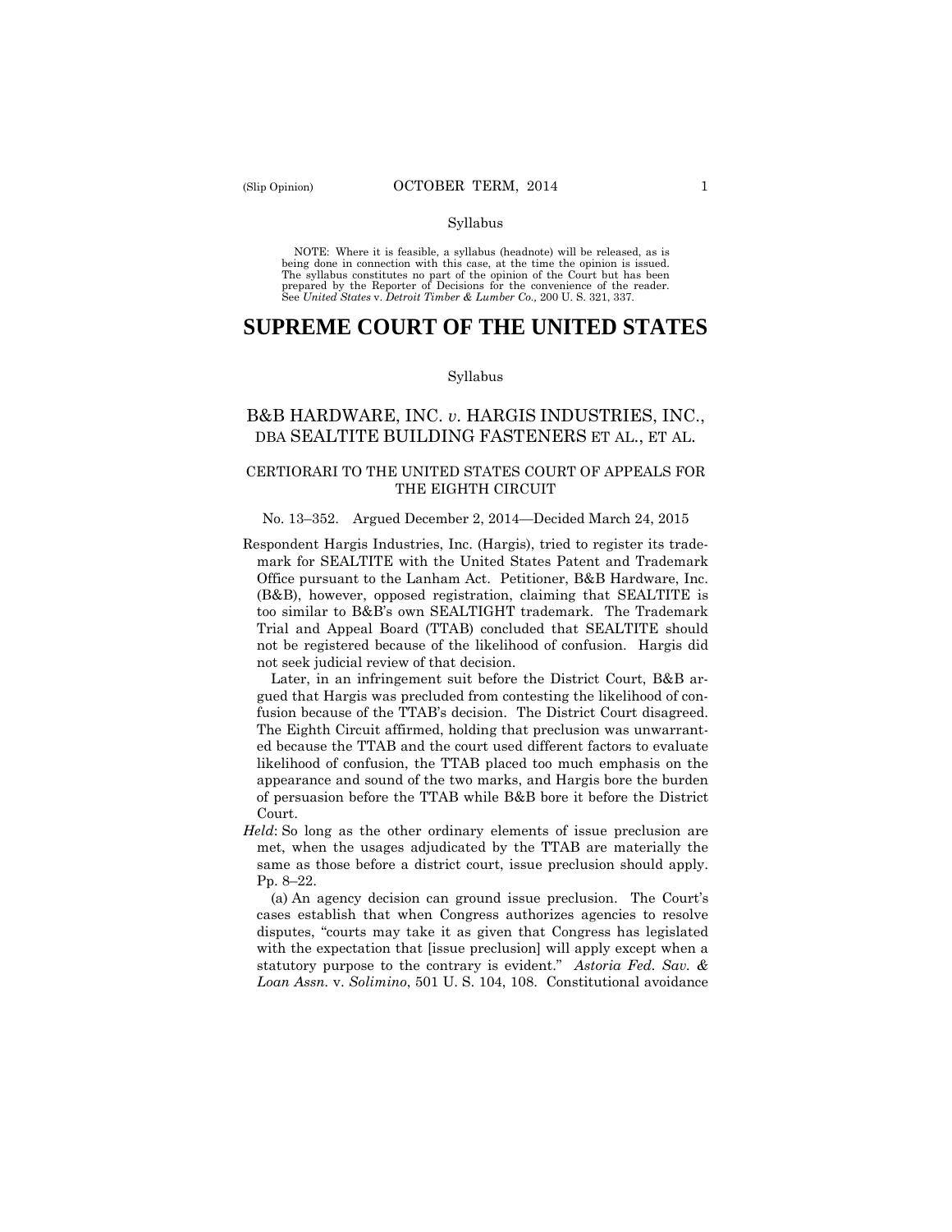Syllabus

NOTE: Where it is feasible, a syllabus (headnote) will be released, as is being done in connection with this case, at the time the opinion is issued. The syllabus constitutes no part of the opinion of the Court but has been prepared by the Reporter of Decisions for the convenience of the reader. See *United States* v. *Detroit Timber & Lumber Co.,* 200 U. S. 321, 337.

# SUPREME COURT OF THE UNITED STATES

Syllabus

## B&B HARDWARE, INC. *v.* HARGIS INDUSTRIES, INC., DBA SEALTITE BUILDING FASTENERS ET AL., ET AL.

### CERTIORARI TO THE UNITED STATES COURT OF APPEALS FOR THE EIGHTH CIRCUIT

No. 13–352. Argued December 2, 2014—Decided March 24, 2015

Respondent Hargis Industries, Inc. (Hargis), tried to register its trademark for SEALTITE with the United States Patent and Trademark Office pursuant to the Lanham Act. Petitioner, B&B Hardware, Inc. (B&B), however, opposed registration, claiming that SEALTITE is too similar to B&B's own SEALTIGHT trademark. The Trademark Trial and Appeal Board (TTAB) concluded that SEALTITE should not be registered because of the likelihood of confusion. Hargis did not seek judicial review of that decision.

Later, in an infringement suit before the District Court, B&B argued that Hargis was precluded from contesting the likelihood of confusion because of the TTAB's decision. The District Court disagreed. The Eighth Circuit affirmed, holding that preclusion was unwarranted because the TTAB and the court used different factors to evaluate likelihood of confusion, the TTAB placed too much emphasis on the appearance and sound of the two marks, and Hargis bore the burden of persuasion before the TTAB while B&B bore it before the District Court.

*Held*: So long as the other ordinary elements of issue preclusion are met, when the usages adjudicated by the TTAB are materially the same as those before a district court, issue preclusion should apply. Pp. 8–22.

(a) An agency decision can ground issue preclusion. The Court's cases establish that when Congress authorizes agencies to resolve disputes, "courts may take it as given that Congress has legislated with the expectation that [issue preclusion] will apply except when a statutory purpose to the contrary is evident." *Astoria Fed. Sav. & Loan Assn.* v. *Solimino*, 501 U. S. 104, 108. Constitutional avoidance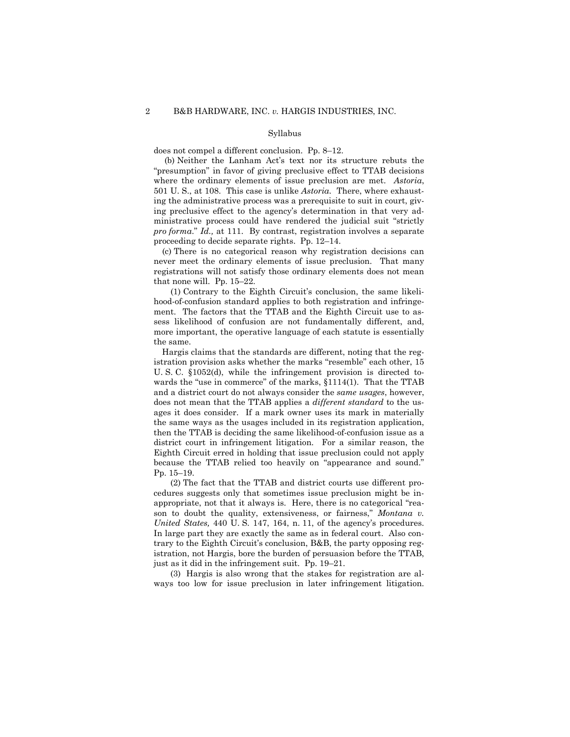Syllabus

does not compel a different conclusion. Pp. 8–12.

(b) Neither the Lanham Act's text nor its structure rebuts the "presumption" in favor of giving preclusive effect to TTAB decisions where the ordinary elements of issue preclusion are met. *Astoria*, 501 U. S., at 108. This case is unlike *Astoria*. There, where exhausting the administrative process was a prerequisite to suit in court, giving preclusive effect to the agency's determination in that very administrative process could have rendered the judicial suit "strictly *pro forma*." *Id.,* at 111. By contrast, registration involves a separate proceeding to decide separate rights. Pp. 12–14.

(c) There is no categorical reason why registration decisions can never meet the ordinary elements of issue preclusion. That many registrations will not satisfy those ordinary elements does not mean that none will. Pp. 15–22.

(1) Contrary to the Eighth Circuit's conclusion, the same likelihood-of-confusion standard applies to both registration and infringement. The factors that the TTAB and the Eighth Circuit use to assess likelihood of confusion are not fundamentally different, and, more important, the operative language of each statute is essentially the same.

Hargis claims that the standards are different, noting that the registration provision asks whether the marks "resemble" each other, 15 U. S. C. §1052(d), while the infringement provision is directed towards the "use in commerce" of the marks, §1114(1). That the TTAB and a district court do not always consider the *same usages*, however, does not mean that the TTAB applies a *different standard* to the usages it does consider. If a mark owner uses its mark in materially the same ways as the usages included in its registration application, then the TTAB is deciding the same likelihood-of-confusion issue as a district court in infringement litigation. For a similar reason, the Eighth Circuit erred in holding that issue preclusion could not apply because the TTAB relied too heavily on "appearance and sound." Pp. 15–19.

(2) The fact that the TTAB and district courts use different procedures suggests only that sometimes issue preclusion might be inappropriate, not that it always is. Here, there is no categorical "reason to doubt the quality, extensiveness, or fairness," *Montana v. United States,* 440 U. S. 147, 164, n. 11, of the agency's procedures. In large part they are exactly the same as in federal court. Also contrary to the Eighth Circuit's conclusion, B&B, the party opposing registration, not Hargis, bore the burden of persuasion before the TTAB, just as it did in the infringement suit. Pp. 19–21.

(3) Hargis is also wrong that the stakes for registration are always too low for issue preclusion in later infringement litigation.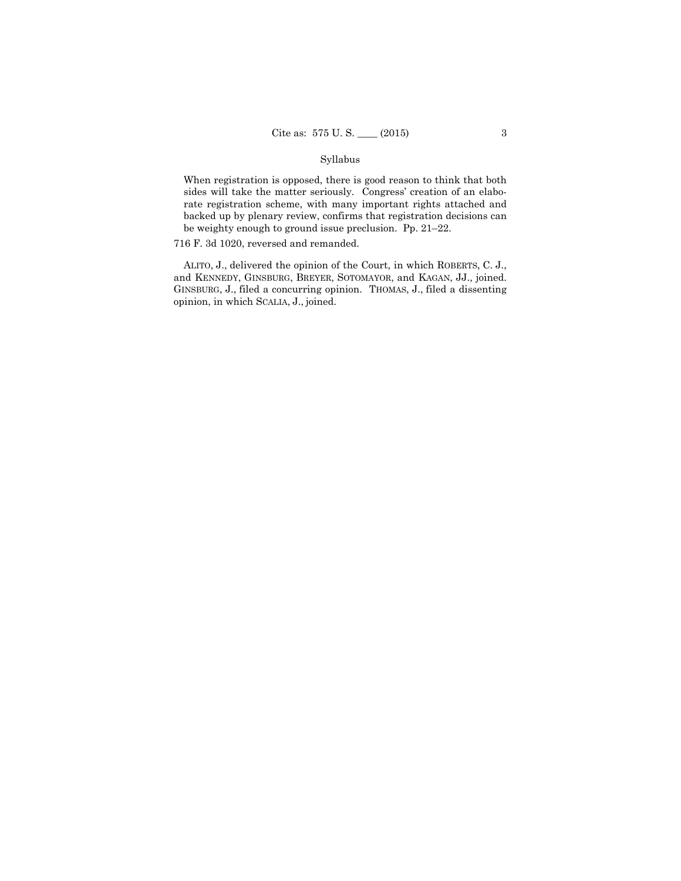Syllabus

When registration is opposed, there is good reason to think that both sides will take the matter seriously. Congress' creation of an elaborate registration scheme, with many important rights attached and backed up by plenary review, confirms that registration decisions can be weighty enough to ground issue preclusion. Pp. 21–22.

716 F. 3d 1020, reversed and remanded.

ALITO, J., delivered the opinion of the Court, in which ROBERTS, C. J., and KENNEDY, GINSBURG, BREYER, SOTOMAYOR, and KAGAN, JJ., joined. GINSBURG, J., filed a concurring opinion. THOMAS, J., filed a dissenting opinion, in which SCALIA, J., joined.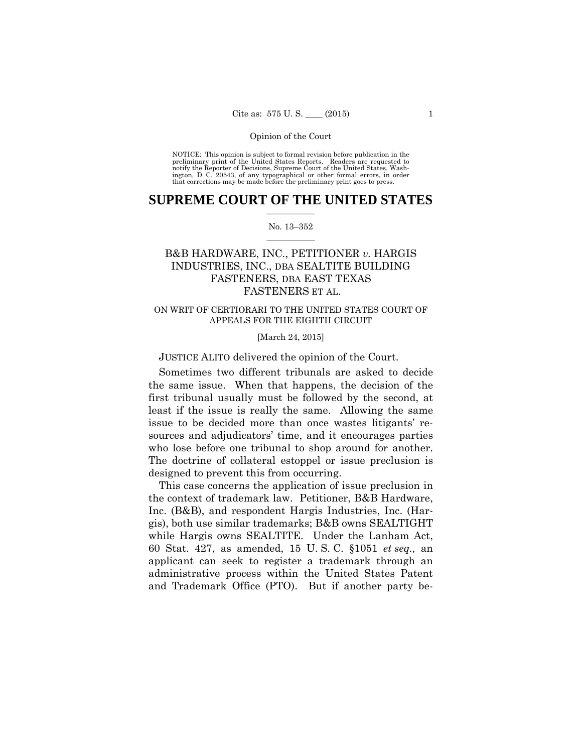Opinion of the Court

NOTICE: This opinion is subject to formal revision before publication in the preliminary print of the United States Reports. Readers are requested to notify the Reporter of Decisions, Supreme Court of the United States, Washington, D. C. 20543, of any typographical or other formal errors, in order that corrections may be made before the preliminary print goes to press.

# SUPREME COURT OF THE UNITED STATES

No. 13–352

## B&B HARDWARE, INC., PETITIONER *v.* HARGIS INDUSTRIES, INC., DBA SEALTITE BUILDING FASTENERS, DBA EAST TEXAS FASTENERS ET AL.

ON WRIT OF CERTIORARI TO THE UNITED STATES COURT OF APPEALS FOR THE EIGHTH CIRCUIT

[March 24, 2015]

JUSTICE ALITO delivered the opinion of the Court.

Sometimes two different tribunals are asked to decide the same issue. When that happens, the decision of the first tribunal usually must be followed by the second, at least if the issue is really the same. Allowing the same issue to be decided more than once wastes litigants' resources and adjudicators' time, and it encourages parties who lose before one tribunal to shop around for another. The doctrine of collateral estoppel or issue preclusion is designed to prevent this from occurring.

This case concerns the application of issue preclusion in the context of trademark law. Petitioner, B&B Hardware, Inc. (B&B), and respondent Hargis Industries, Inc. (Hargis), both use similar trademarks; B&B owns SEALTIGHT while Hargis owns SEALTITE. Under the Lanham Act, 60 Stat. 427, as amended, 15 U. S. C. §1051 *et seq.,* an applicant can seek to register a trademark through an administrative process within the United States Patent and Trademark Office (PTO). But if another party be-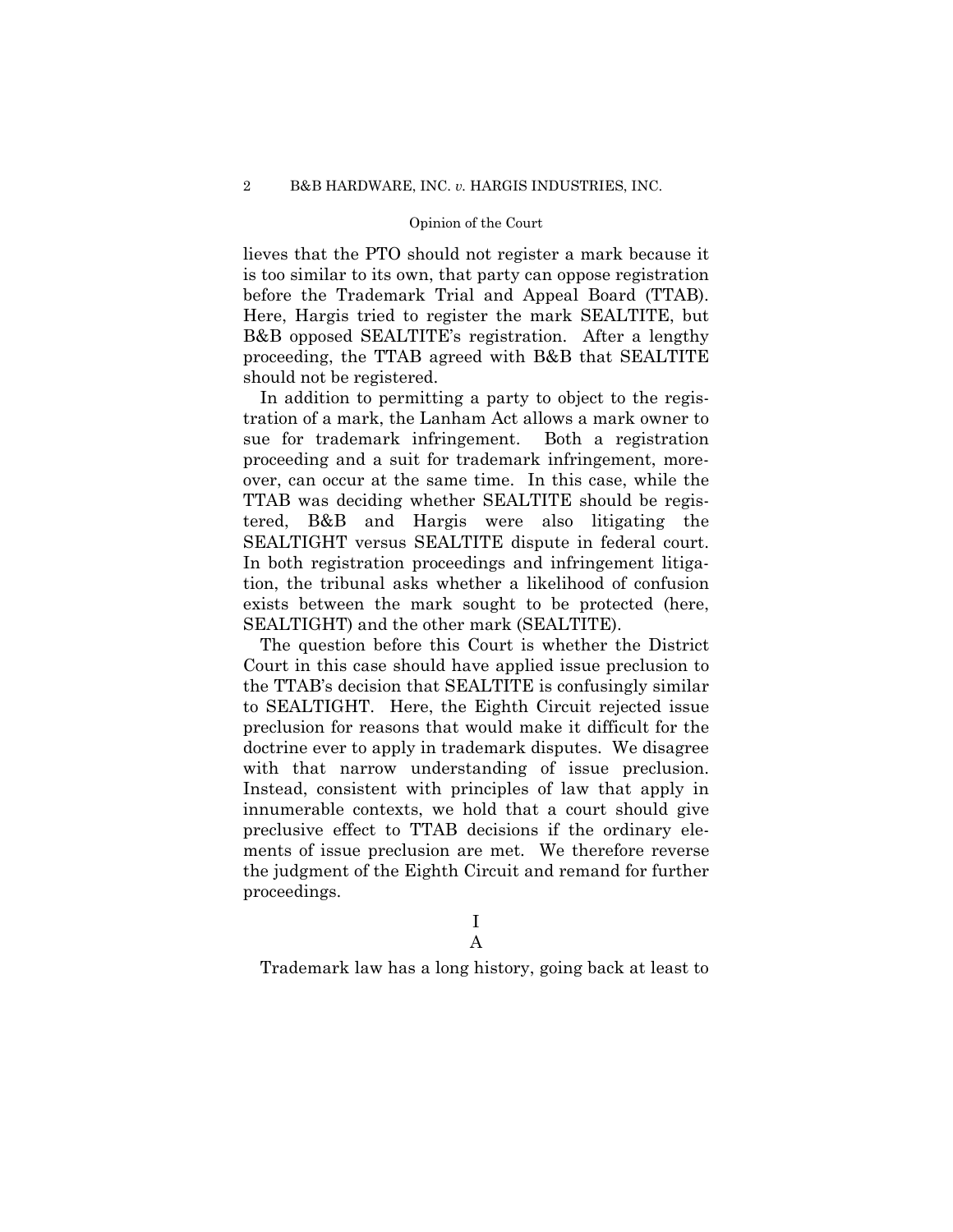lieves that the PTO should not register a mark because it is too similar to its own, that party can oppose registration before the Trademark Trial and Appeal Board (TTAB). Here, Hargis tried to register the mark SEALTITE, but B&B opposed SEALTITE's registration. After a lengthy proceeding, the TTAB agreed with B&B that SEALTITE should not be registered.

In addition to permitting a party to object to the registration of a mark, the Lanham Act allows a mark owner to sue for trademark infringement. Both a registration proceeding and a suit for trademark infringement, moreover, can occur at the same time. In this case, while the TTAB was deciding whether SEALTITE should be registered, B&B and Hargis were also litigating the SEALTIGHT versus SEALTITE dispute in federal court. In both registration proceedings and infringement litigation, the tribunal asks whether a likelihood of confusion exists between the mark sought to be protected (here, SEALTIGHT) and the other mark (SEALTITE).

The question before this Court is whether the District Court in this case should have applied issue preclusion to the TTAB's decision that SEALTITE is confusingly similar to SEALTIGHT. Here, the Eighth Circuit rejected issue preclusion for reasons that would make it difficult for the doctrine ever to apply in trademark disputes. We disagree with that narrow understanding of issue preclusion. Instead, consistent with principles of law that apply in innumerable contexts, we hold that a court should give preclusive effect to TTAB decisions if the ordinary elements of issue preclusion are met. We therefore reverse the judgment of the Eighth Circuit and remand for further proceedings.

# I

## A

Trademark law has a long history, going back at least to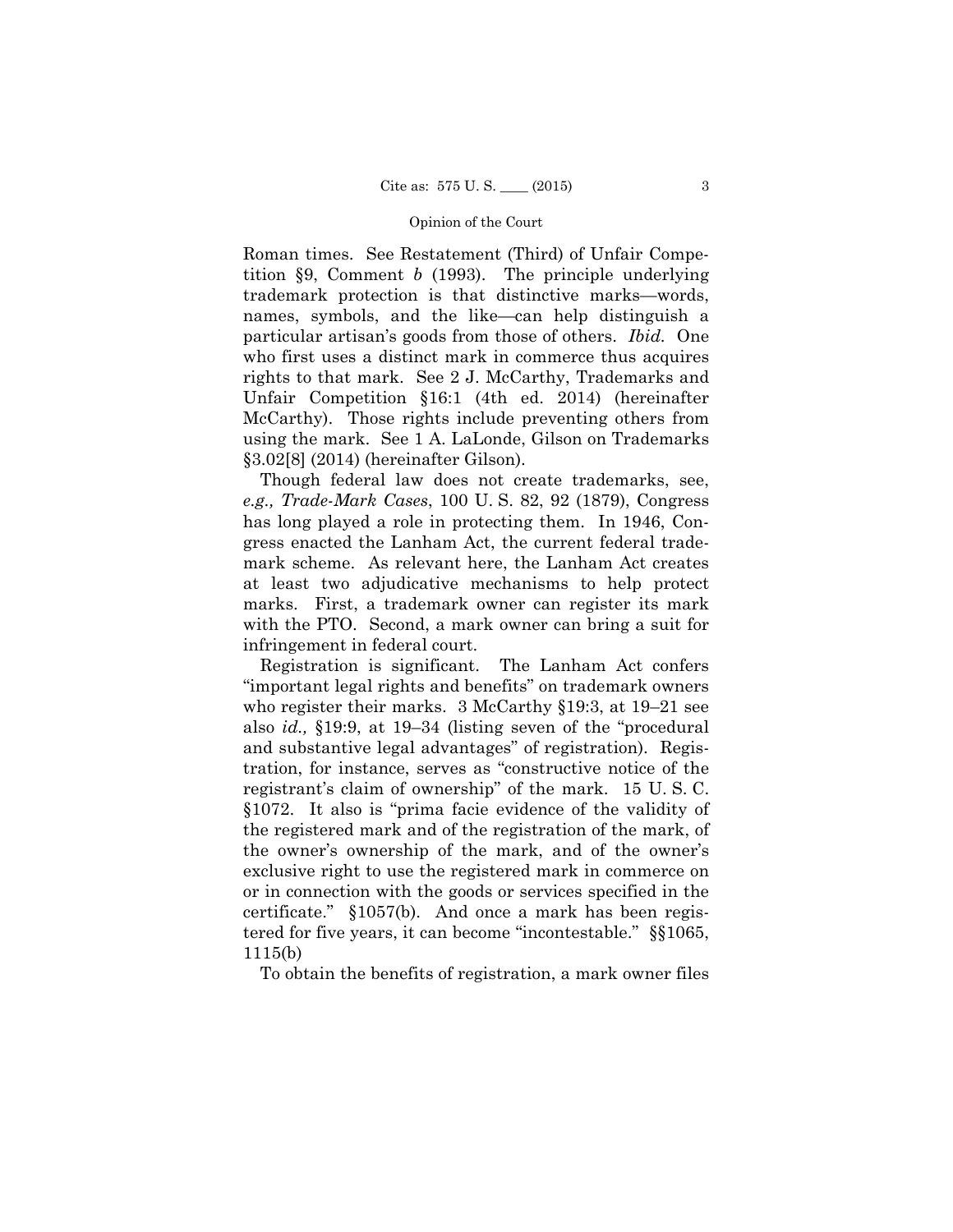Roman times. See Restatement (Third) of Unfair Competition §9, Comment *b* (1993). The principle underlying trademark protection is that distinctive marks—words, names, symbols, and the like—can help distinguish a particular artisan's goods from those of others. *Ibid.* One who first uses a distinct mark in commerce thus acquires rights to that mark. See 2 J. McCarthy, Trademarks and Unfair Competition §16:1 (4th ed. 2014) (hereinafter McCarthy). Those rights include preventing others from using the mark. See 1 A. LaLonde, Gilson on Trademarks §3.02[8] (2014) (hereinafter Gilson).

Though federal law does not create trademarks, see, *e.g., Trade-Mark Cases*, 100 U. S. 82, 92 (1879), Congress has long played a role in protecting them. In 1946, Congress enacted the Lanham Act, the current federal trademark scheme. As relevant here, the Lanham Act creates at least two adjudicative mechanisms to help protect marks. First, a trademark owner can register its mark with the PTO. Second, a mark owner can bring a suit for infringement in federal court.

Registration is significant. The Lanham Act confers "important legal rights and benefits" on trademark owners who register their marks. 3 McCarthy §19:3, at 19–21 see also *id.,* §19:9, at 19–34 (listing seven of the "procedural and substantive legal advantages" of registration). Registration, for instance, serves as "constructive notice of the registrant's claim of ownership" of the mark. 15 U. S. C. §1072. It also is "prima facie evidence of the validity of the registered mark and of the registration of the mark, of the owner's ownership of the mark, and of the owner's exclusive right to use the registered mark in commerce on or in connection with the goods or services specified in the certificate." §1057(b). And once a mark has been registered for five years, it can become "incontestable." §§1065, 1115(b)

To obtain the benefits of registration, a mark owner files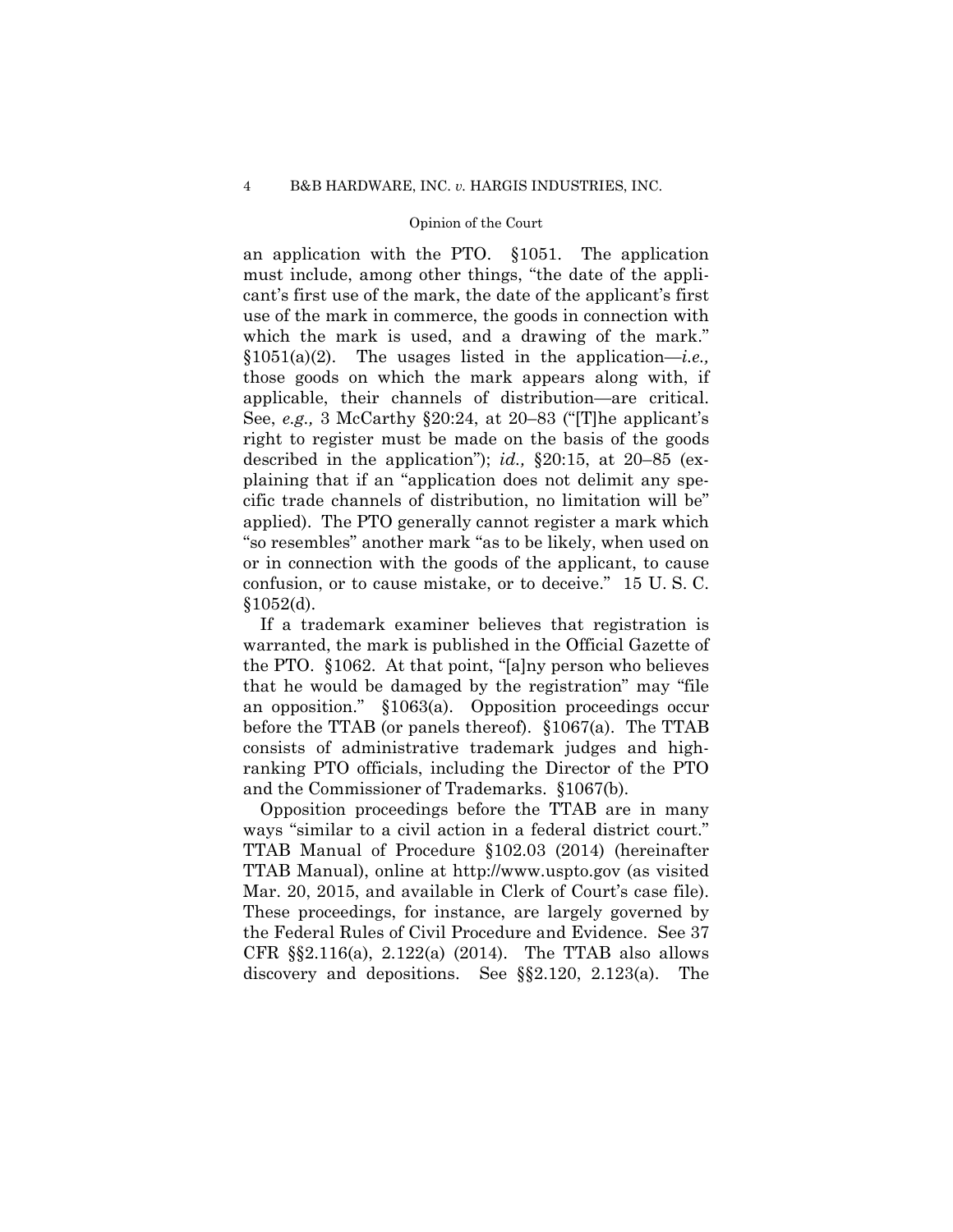an application with the PTO. §1051. The application must include, among other things, "the date of the applicant's first use of the mark, the date of the applicant's first use of the mark in commerce, the goods in connection with which the mark is used, and a drawing of the mark." §1051(a)(2). The usages listed in the application—*i.e.,* those goods on which the mark appears along with, if applicable, their channels of distribution—are critical. See, *e.g.,* 3 McCarthy §20:24, at 20–83 ("[T]he applicant's right to register must be made on the basis of the goods described in the application"); *id.,* §20:15, at 20–85 (explaining that if an "application does not delimit any specific trade channels of distribution, no limitation will be" applied). The PTO generally cannot register a mark which "so resembles" another mark "as to be likely, when used on or in connection with the goods of the applicant, to cause confusion, or to cause mistake, or to deceive." 15 U. S. C. §1052(d).

If a trademark examiner believes that registration is warranted, the mark is published in the Official Gazette of the PTO. §1062. At that point, "[a]ny person who believes that he would be damaged by the registration" may "file an opposition." §1063(a). Opposition proceedings occur before the TTAB (or panels thereof). §1067(a). The TTAB consists of administrative trademark judges and high-ranking PTO officials, including the Director of the PTO and the Commissioner of Trademarks. §1067(b).

Opposition proceedings before the TTAB are in many ways "similar to a civil action in a federal district court." TTAB Manual of Procedure §102.03 (2014) (hereinafter TTAB Manual), online at http://www.uspto.gov (as visited Mar. 20, 2015, and available in Clerk of Court's case file). These proceedings, for instance, are largely governed by the Federal Rules of Civil Procedure and Evidence. See 37 CFR §§2.116(a), 2.122(a) (2014). The TTAB also allows discovery and depositions. See §§2.120, 2.123(a). The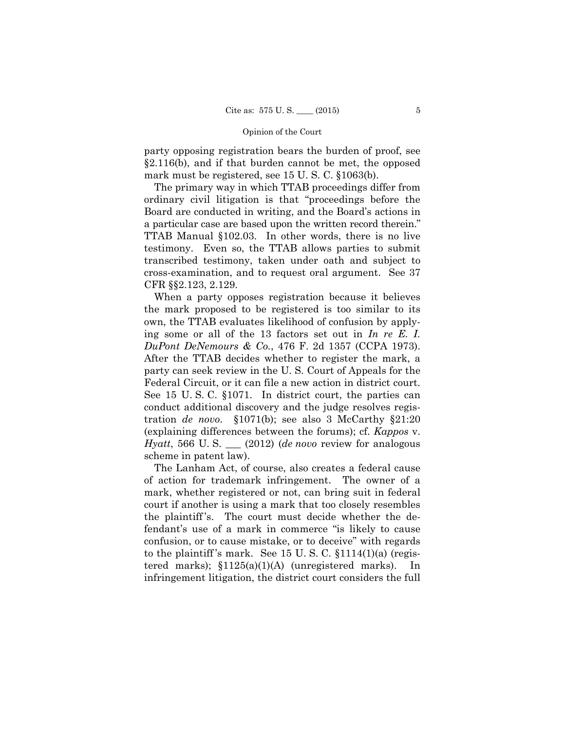party opposing registration bears the burden of proof, see §2.116(b), and if that burden cannot be met, the opposed mark must be registered, see 15 U. S. C. §1063(b).

The primary way in which TTAB proceedings differ from ordinary civil litigation is that "proceedings before the Board are conducted in writing, and the Board's actions in a particular case are based upon the written record therein." TTAB Manual §102.03. In other words, there is no live testimony. Even so, the TTAB allows parties to submit transcribed testimony, taken under oath and subject to cross-examination, and to request oral argument. See 37 CFR §§2.123, 2.129.

When a party opposes registration because it believes the mark proposed to be registered is too similar to its own, the TTAB evaluates likelihood of confusion by applying some or all of the 13 factors set out in *In re E. I. DuPont DeNemours & Co.*, 476 F. 2d 1357 (CCPA 1973). After the TTAB decides whether to register the mark, a party can seek review in the U. S. Court of Appeals for the Federal Circuit, or it can file a new action in district court. See 15 U. S. C. §1071. In district court, the parties can conduct additional discovery and the judge resolves registration *de novo*. §1071(b); see also 3 McCarthy §21:20 (explaining differences between the forums); cf. *Kappos* v. *Hyatt*, 566 U. S. ___ (2012) (*de novo* review for analogous scheme in patent law).

The Lanham Act, of course, also creates a federal cause of action for trademark infringement. The owner of a mark, whether registered or not, can bring suit in federal court if another is using a mark that too closely resembles the plaintiff's. The court must decide whether the defendant's use of a mark in commerce "is likely to cause confusion, or to cause mistake, or to deceive" with regards to the plaintiff's mark. See 15 U. S. C. §1114(1)(a) (registered marks); §1125(a)(1)(A) (unregistered marks). In infringement litigation, the district court considers the full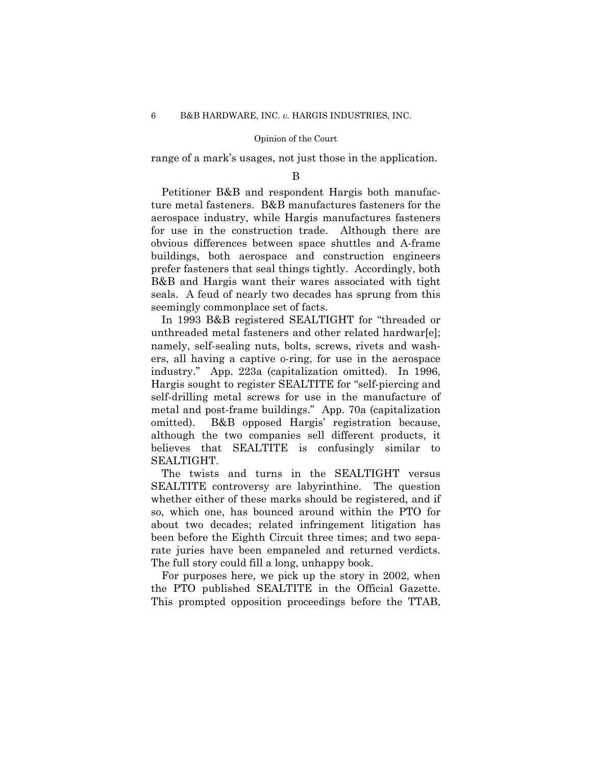range of a mark's usages, not just those in the application.

B

Petitioner B&B and respondent Hargis both manufacture metal fasteners. B&B manufactures fasteners for the aerospace industry, while Hargis manufactures fasteners for use in the construction trade. Although there are obvious differences between space shuttles and A-frame buildings, both aerospace and construction engineers prefer fasteners that seal things tightly. Accordingly, both B&B and Hargis want their wares associated with tight seals. A feud of nearly two decades has sprung from this seemingly commonplace set of facts.

In 1993 B&B registered SEALTIGHT for "threaded or unthreaded metal fasteners and other related hardwar[e]; namely, self-sealing nuts, bolts, screws, rivets and washers, all having a captive o-ring, for use in the aerospace industry." App. 223a (capitalization omitted). In 1996, Hargis sought to register SEALTITE for "self-piercing and self-drilling metal screws for use in the manufacture of metal and post-frame buildings." App. 70a (capitalization omitted). B&B opposed Hargis' registration because, although the two companies sell different products, it believes that SEALTITE is confusingly similar to SEALTIGHT.

The twists and turns in the SEALTIGHT versus SEALTITE controversy are labyrinthine. The question whether either of these marks should be registered, and if so, which one, has bounced around within the PTO for about two decades; related infringement litigation has been before the Eighth Circuit three times; and two separate juries have been empaneled and returned verdicts. The full story could fill a long, unhappy book.

For purposes here, we pick up the story in 2002, when the PTO published SEALTITE in the Official Gazette. This prompted opposition proceedings before the TTAB,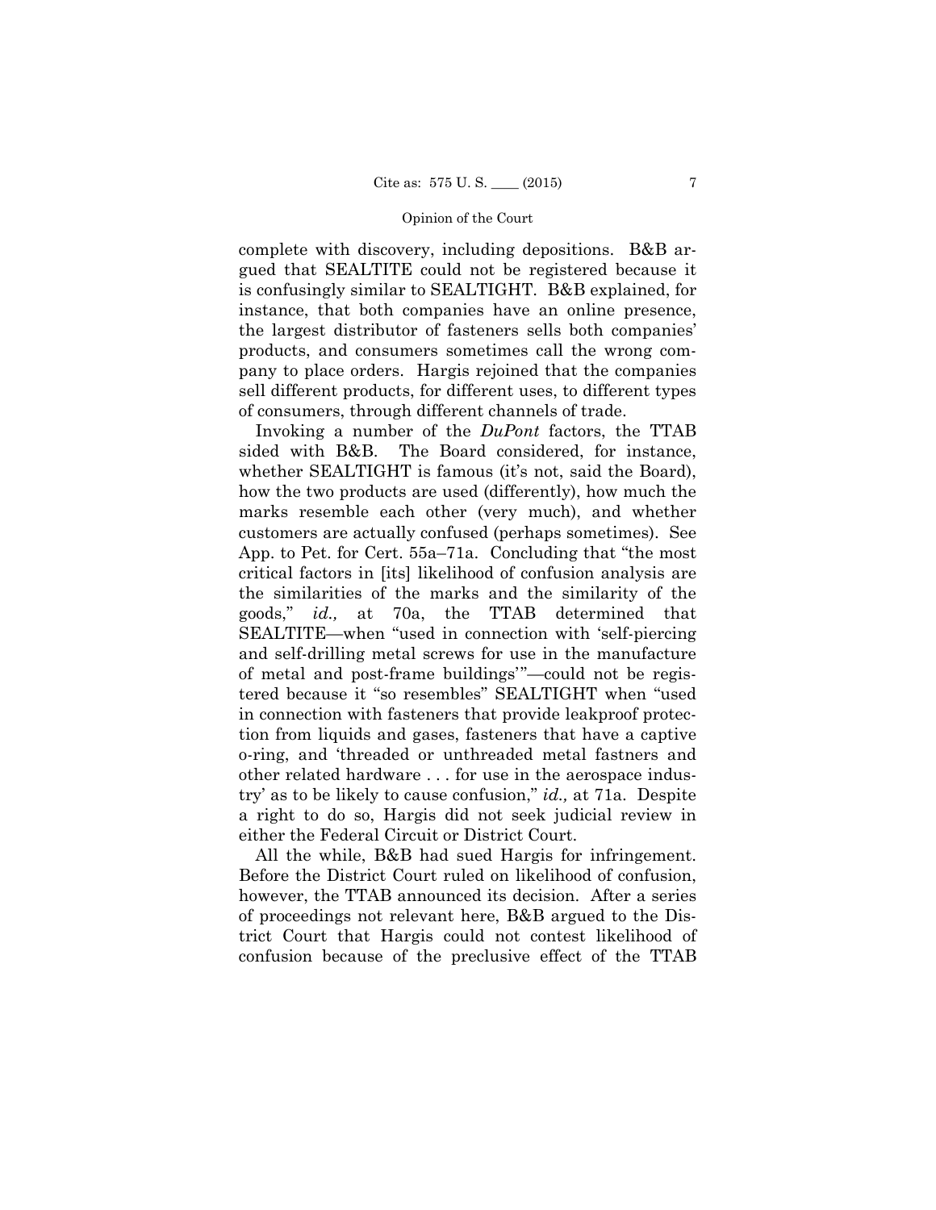complete with discovery, including depositions. B&B argued that SEALTITE could not be registered because it is confusingly similar to SEALTIGHT. B&B explained, for instance, that both companies have an online presence, the largest distributor of fasteners sells both companies' products, and consumers sometimes call the wrong company to place orders. Hargis rejoined that the companies sell different products, for different uses, to different types of consumers, through different channels of trade.

Invoking a number of the *DuPont* factors, the TTAB sided with B&B. The Board considered, for instance, whether SEALTIGHT is famous (it's not, said the Board), how the two products are used (differently), how much the marks resemble each other (very much), and whether customers are actually confused (perhaps sometimes). See App. to Pet. for Cert. 55a–71a. Concluding that "the most critical factors in [its] likelihood of confusion analysis are the similarities of the marks and the similarity of the goods," *id.,* at 70a, the TTAB determined that SEALTITE—when "used in connection with 'self-piercing and self-drilling metal screws for use in the manufacture of metal and post-frame buildings'"—could not be registered because it "so resembles" SEALTIGHT when "used in connection with fasteners that provide leakproof protection from liquids and gases, fasteners that have a captive o-ring, and 'threaded or unthreaded metal fastners and other related hardware . . . for use in the aerospace industry' as to be likely to cause confusion," *id.,* at 71a. Despite a right to do so, Hargis did not seek judicial review in either the Federal Circuit or District Court.

All the while, B&B had sued Hargis for infringement. Before the District Court ruled on likelihood of confusion, however, the TTAB announced its decision. After a series of proceedings not relevant here, B&B argued to the District Court that Hargis could not contest likelihood of confusion because of the preclusive effect of the TTAB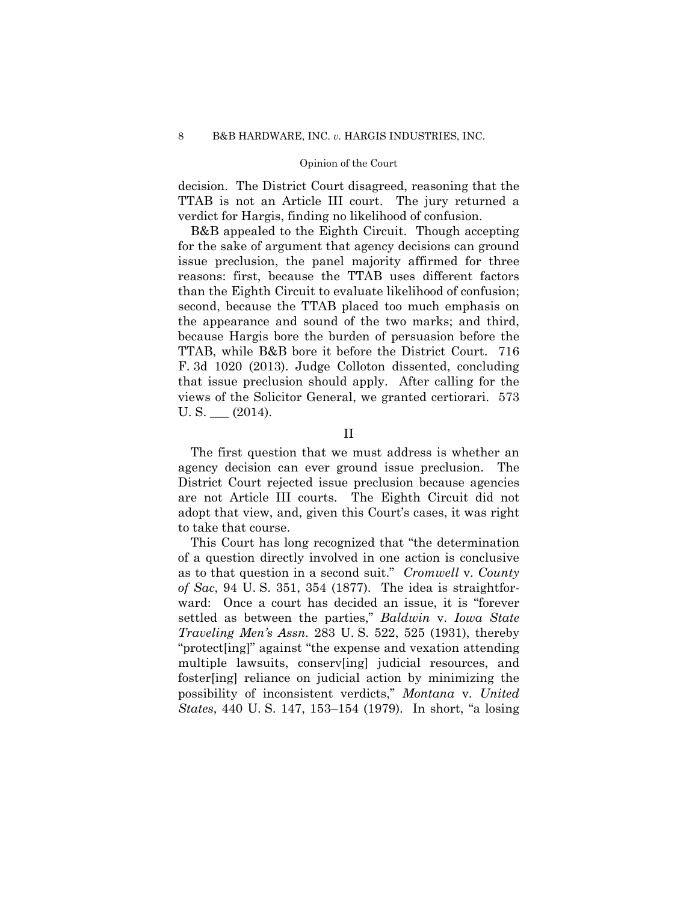decision. The District Court disagreed, reasoning that the TTAB is not an Article III court. The jury returned a verdict for Hargis, finding no likelihood of confusion.

B&B appealed to the Eighth Circuit. Though accepting for the sake of argument that agency decisions can ground issue preclusion, the panel majority affirmed for three reasons: first, because the TTAB uses different factors than the Eighth Circuit to evaluate likelihood of confusion; second, because the TTAB placed too much emphasis on the appearance and sound of the two marks; and third, because Hargis bore the burden of persuasion before the TTAB, while B&B bore it before the District Court. 716 F. 3d 1020 (2013). Judge Colloton dissented, concluding that issue preclusion should apply. After calling for the views of the Solicitor General, we granted certiorari. 573 U. S. ___ (2014).

## II

The first question that we must address is whether an agency decision can ever ground issue preclusion. The District Court rejected issue preclusion because agencies are not Article III courts. The Eighth Circuit did not adopt that view, and, given this Court's cases, it was right to take that course.

This Court has long recognized that "the determination of a question directly involved in one action is conclusive as to that question in a second suit." *Cromwell* v. *County of Sac*, 94 U. S. 351, 354 (1877). The idea is straightforward: Once a court has decided an issue, it is "forever settled as between the parties," *Baldwin* v. *Iowa State Traveling Men's Assn.* 283 U. S. 522, 525 (1931), thereby "protect[ing]" against "the expense and vexation attending multiple lawsuits, conserv[ing] judicial resources, and foster[ing] reliance on judicial action by minimizing the possibility of inconsistent verdicts," *Montana* v. *United States*, 440 U. S. 147, 153–154 (1979). In short, "a losing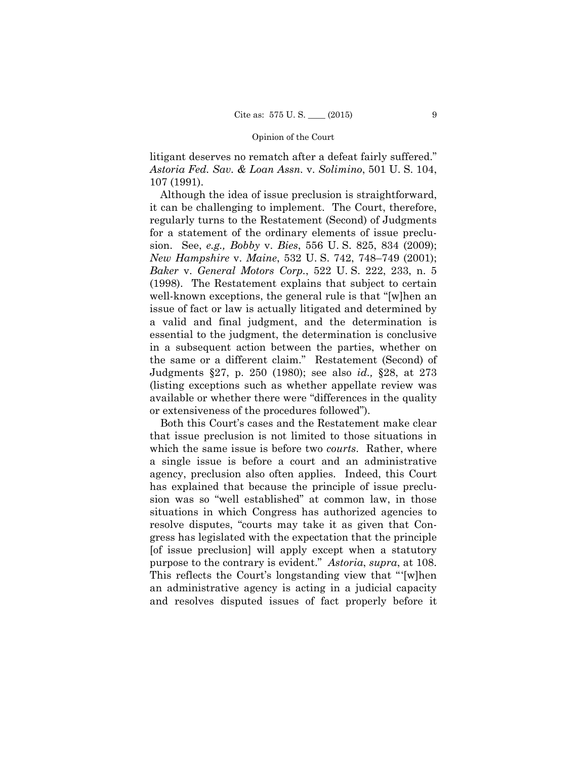litigant deserves no rematch after a defeat fairly suffered." *Astoria Fed. Sav. & Loan Assn.* v. *Solimino*, 501 U. S. 104, 107 (1991).

Although the idea of issue preclusion is straightforward, it can be challenging to implement. The Court, therefore, regularly turns to the Restatement (Second) of Judgments for a statement of the ordinary elements of issue preclusion. See, *e.g., Bobby* v. *Bies*, 556 U. S. 825, 834 (2009); *New Hampshire* v. *Maine*, 532 U. S. 742, 748–749 (2001); *Baker* v. *General Motors Corp.*, 522 U. S. 222, 233, n. 5 (1998). The Restatement explains that subject to certain well-known exceptions, the general rule is that "[w]hen an issue of fact or law is actually litigated and determined by a valid and final judgment, and the determination is essential to the judgment, the determination is conclusive in a subsequent action between the parties, whether on the same or a different claim." Restatement (Second) of Judgments §27, p. 250 (1980); see also *id.,* §28, at 273 (listing exceptions such as whether appellate review was available or whether there were "differences in the quality or extensiveness of the procedures followed").

Both this Court's cases and the Restatement make clear that issue preclusion is not limited to those situations in which the same issue is before two *courts*. Rather, where a single issue is before a court and an administrative agency, preclusion also often applies. Indeed, this Court has explained that because the principle of issue preclusion was so "well established" at common law, in those situations in which Congress has authorized agencies to resolve disputes, "courts may take it as given that Congress has legislated with the expectation that the principle [of issue preclusion] will apply except when a statutory purpose to the contrary is evident." *Astoria*, *supra*, at 108. This reflects the Court's longstanding view that "'[w]hen an administrative agency is acting in a judicial capacity and resolves disputed issues of fact properly before it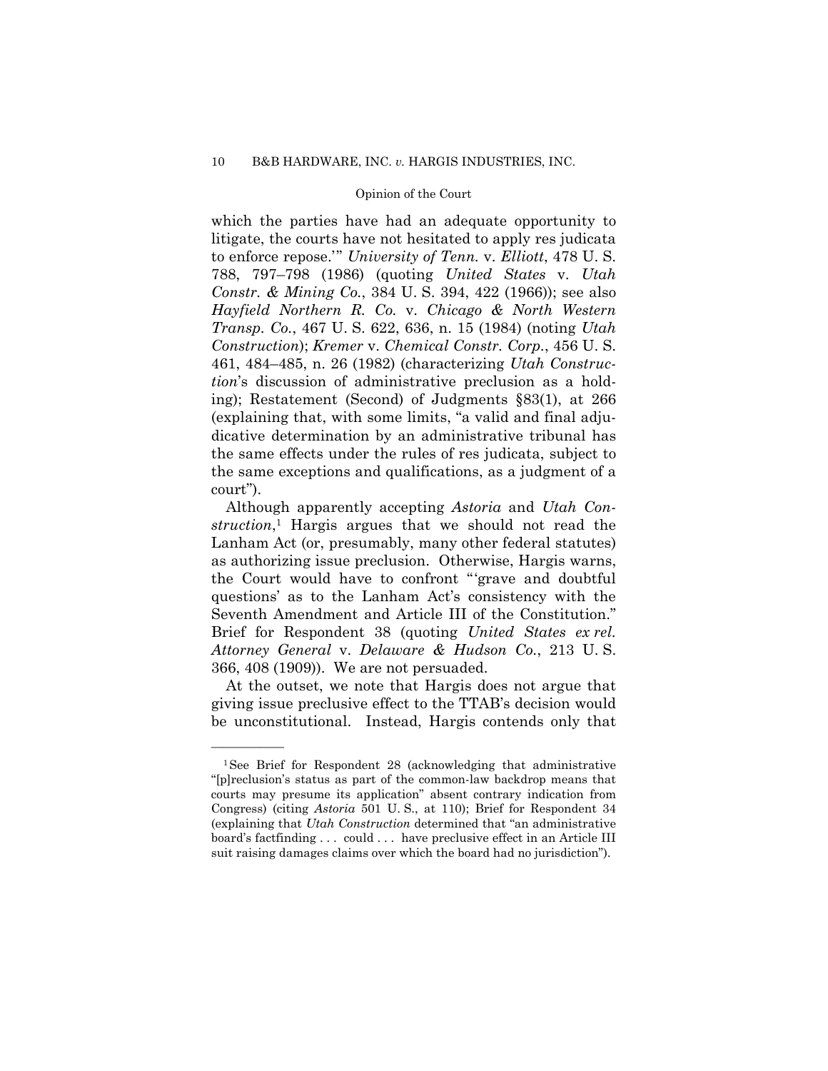which the parties have had an adequate opportunity to litigate, the courts have not hesitated to apply res judicata to enforce repose.'" *University of Tenn.* v. *Elliott*, 478 U. S. 788, 797–798 (1986) (quoting *United States* v. *Utah Constr. & Mining Co.*, 384 U. S. 394, 422 (1966)); see also *Hayfield Northern R. Co.* v. *Chicago & North Western Transp. Co.*, 467 U. S. 622, 636, n. 15 (1984) (noting *Utah Construction*); *Kremer* v. *Chemical Constr. Corp.*, 456 U. S. 461, 484–485, n. 26 (1982) (characterizing *Utah Construction*'s discussion of administrative preclusion as a holding); Restatement (Second) of Judgments §83(1), at 266 (explaining that, with some limits, "a valid and final adjudicative determination by an administrative tribunal has the same effects under the rules of res judicata, subject to the same exceptions and qualifications, as a judgment of a court").

Although apparently accepting *Astoria* and *Utah Construction*,[1] Hargis argues that we should not read the Lanham Act (or, presumably, many other federal statutes) as authorizing issue preclusion. Otherwise, Hargis warns, the Court would have to confront "'grave and doubtful questions' as to the Lanham Act's consistency with the Seventh Amendment and Article III of the Constitution." Brief for Respondent 38 (quoting *United States ex rel. Attorney General* v. *Delaware & Hudson Co.*, 213 U. S. 366, 408 (1909)). We are not persuaded.

At the outset, we note that Hargis does not argue that giving issue preclusive effect to the TTAB's decision would be unconstitutional. Instead, Hargis contends only that

---

[1] See Brief for Respondent 28 (acknowledging that administrative "[p]reclusion's status as part of the common-law backdrop means that courts may presume its application" absent contrary indication from Congress) (citing *Astoria* 501 U. S., at 110); Brief for Respondent 34 (explaining that *Utah Construction* determined that "an administrative board's factfinding . . . could . . . have preclusive effect in an Article III suit raising damages claims over which the board had no jurisdiction").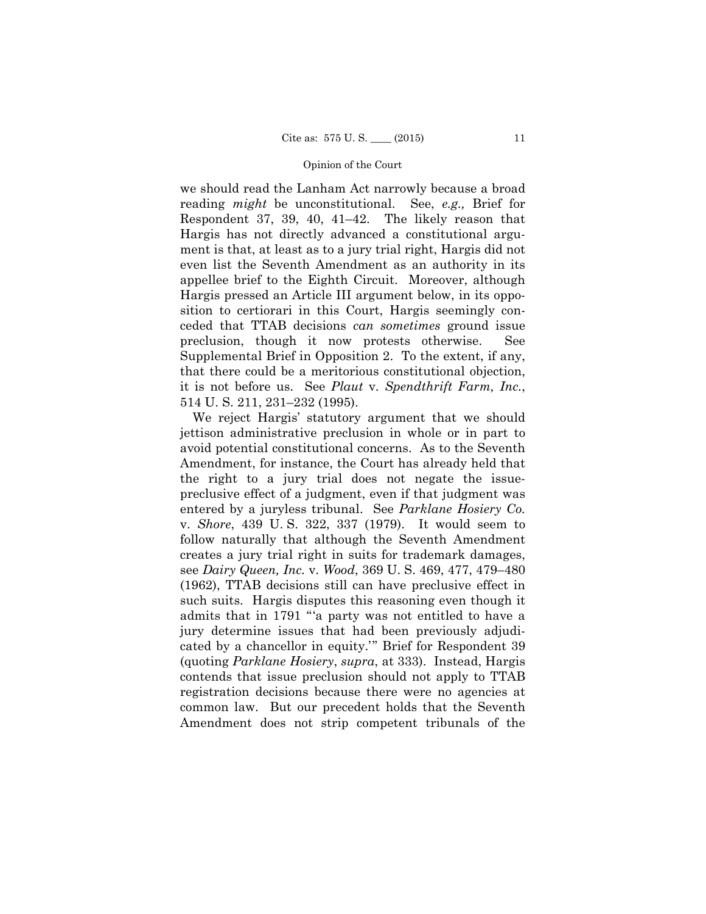we should read the Lanham Act narrowly because a broad reading *might* be unconstitutional. See, *e.g.,* Brief for Respondent 37, 39, 40, 41–42. The likely reason that Hargis has not directly advanced a constitutional argument is that, at least as to a jury trial right, Hargis did not even list the Seventh Amendment as an authority in its appellee brief to the Eighth Circuit. Moreover, although Hargis pressed an Article III argument below, in its opposition to certiorari in this Court, Hargis seemingly conceded that TTAB decisions *can sometimes* ground issue preclusion, though it now protests otherwise. See Supplemental Brief in Opposition 2. To the extent, if any, that there could be a meritorious constitutional objection, it is not before us. See *Plaut* v. *Spendthrift Farm, Inc.*, 514 U. S. 211, 231–232 (1995).

We reject Hargis' statutory argument that we should jettison administrative preclusion in whole or in part to avoid potential constitutional concerns. As to the Seventh Amendment, for instance, the Court has already held that the right to a jury trial does not negate the issue-preclusive effect of a judgment, even if that judgment was entered by a juryless tribunal. See *Parklane Hosiery Co.* v. *Shore*, 439 U. S. 322, 337 (1979). It would seem to follow naturally that although the Seventh Amendment creates a jury trial right in suits for trademark damages, see *Dairy Queen, Inc.* v. *Wood*, 369 U. S. 469, 477, 479–480 (1962), TTAB decisions still can have preclusive effect in such suits. Hargis disputes this reasoning even though it admits that in 1791 "'a party was not entitled to have a jury determine issues that had been previously adjudicated by a chancellor in equity.'" Brief for Respondent 39 (quoting *Parklane Hosiery*, *supra*, at 333). Instead, Hargis contends that issue preclusion should not apply to TTAB registration decisions because there were no agencies at common law. But our precedent holds that the Seventh Amendment does not strip competent tribunals of the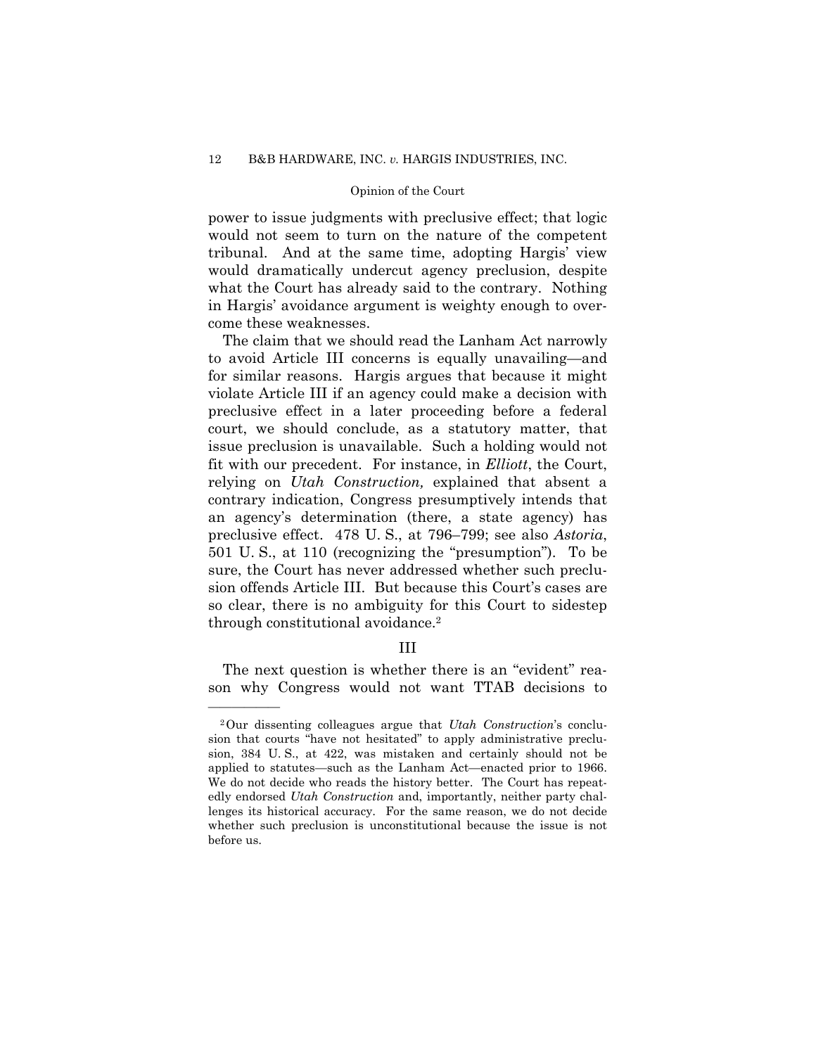power to issue judgments with preclusive effect; that logic would not seem to turn on the nature of the competent tribunal. And at the same time, adopting Hargis' view would dramatically undercut agency preclusion, despite what the Court has already said to the contrary. Nothing in Hargis' avoidance argument is weighty enough to overcome these weaknesses.

The claim that we should read the Lanham Act narrowly to avoid Article III concerns is equally unavailing—and for similar reasons. Hargis argues that because it might violate Article III if an agency could make a decision with preclusive effect in a later proceeding before a federal court, we should conclude, as a statutory matter, that issue preclusion is unavailable. Such a holding would not fit with our precedent. For instance, in *Elliott*, the Court, relying on *Utah Construction,* explained that absent a contrary indication, Congress presumptively intends that an agency's determination (there, a state agency) has preclusive effect. 478 U. S., at 796–799; see also *Astoria*, 501 U. S., at 110 (recognizing the "presumption"). To be sure, the Court has never addressed whether such preclusion offends Article III. But because this Court's cases are so clear, there is no ambiguity for this Court to sidestep through constitutional avoidance.[2]

## III

The next question is whether there is an "evident" reason why Congress would not want TTAB decisions to

---

[2] Our dissenting colleagues argue that *Utah Construction*'s conclusion that courts "have not hesitated" to apply administrative preclusion, 384 U. S., at 422, was mistaken and certainly should not be applied to statutes—such as the Lanham Act—enacted prior to 1966. We do not decide who reads the history better. The Court has repeatedly endorsed *Utah Construction* and, importantly, neither party challenges its historical accuracy. For the same reason, we do not decide whether such preclusion is unconstitutional because the issue is not before us.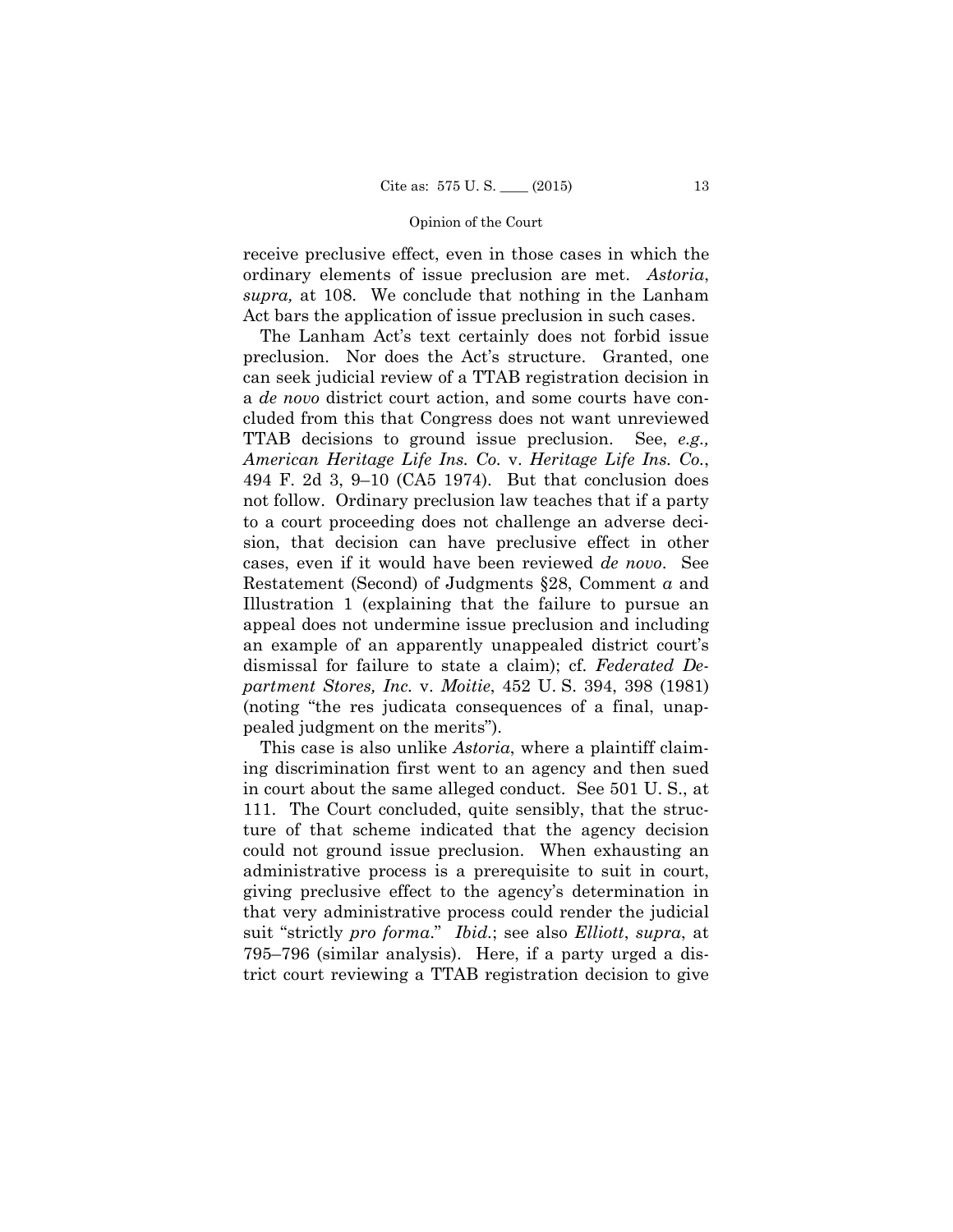receive preclusive effect, even in those cases in which the ordinary elements of issue preclusion are met. *Astoria*, *supra,* at 108. We conclude that nothing in the Lanham Act bars the application of issue preclusion in such cases.

The Lanham Act's text certainly does not forbid issue preclusion. Nor does the Act's structure. Granted, one can seek judicial review of a TTAB registration decision in a *de novo* district court action, and some courts have concluded from this that Congress does not want unreviewed TTAB decisions to ground issue preclusion. See, *e.g., American Heritage Life Ins. Co.* v. *Heritage Life Ins. Co.*, 494 F. 2d 3, 9–10 (CA5 1974). But that conclusion does not follow. Ordinary preclusion law teaches that if a party to a court proceeding does not challenge an adverse decision, that decision can have preclusive effect in other cases, even if it would have been reviewed *de novo*. See Restatement (Second) of Judgments §28, Comment *a* and Illustration 1 (explaining that the failure to pursue an appeal does not undermine issue preclusion and including an example of an apparently unappealed district court's dismissal for failure to state a claim); cf. *Federated Department Stores, Inc.* v. *Moitie*, 452 U. S. 394, 398 (1981) (noting "the res judicata consequences of a final, unappealed judgment on the merits").

This case is also unlike *Astoria*, where a plaintiff claiming discrimination first went to an agency and then sued in court about the same alleged conduct. See 501 U. S., at 111. The Court concluded, quite sensibly, that the structure of that scheme indicated that the agency decision could not ground issue preclusion. When exhausting an administrative process is a prerequisite to suit in court, giving preclusive effect to the agency's determination in that very administrative process could render the judicial suit "strictly *pro forma*." *Ibid.*; see also *Elliott*, *supra*, at 795–796 (similar analysis). Here, if a party urged a district court reviewing a TTAB registration decision to give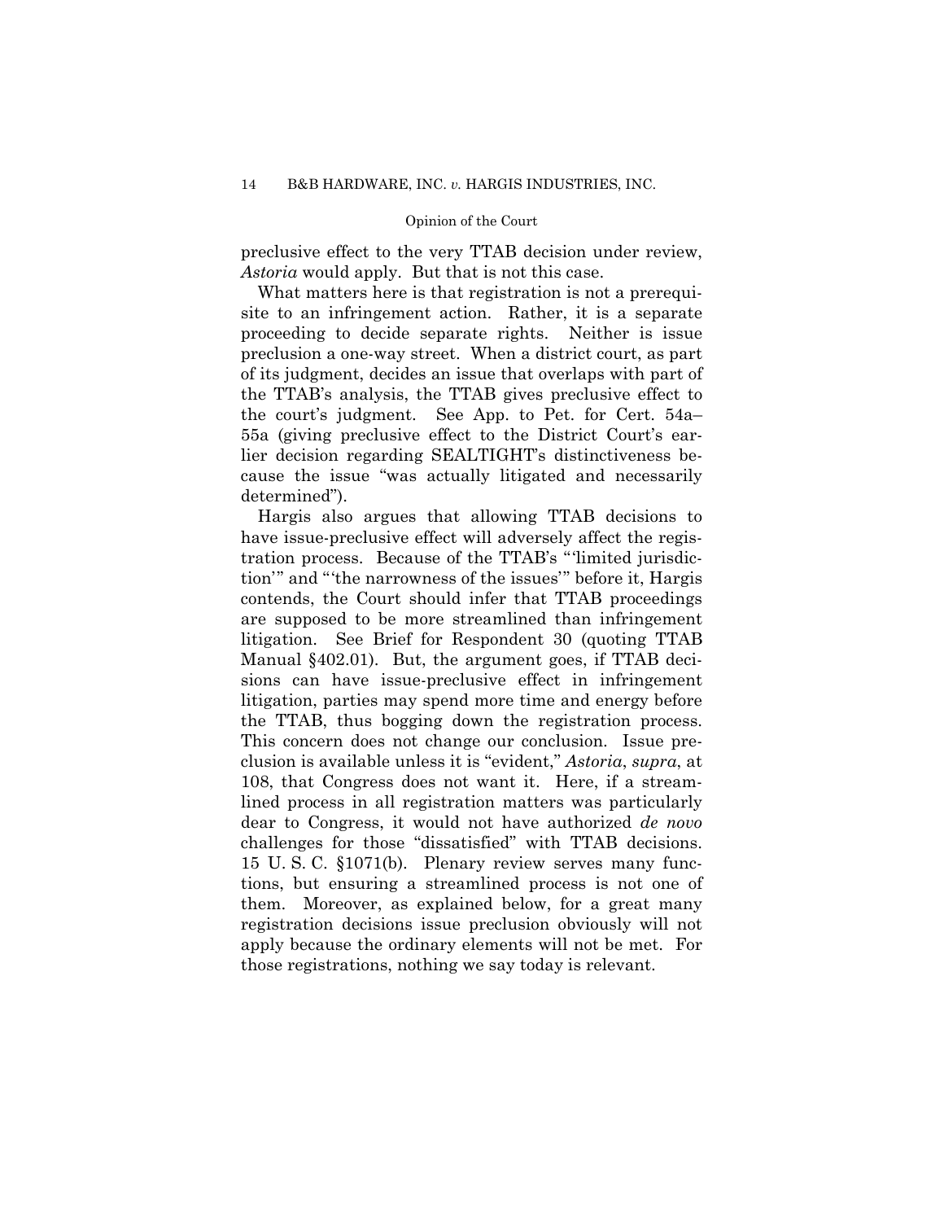preclusive effect to the very TTAB decision under review, *Astoria* would apply. But that is not this case.

What matters here is that registration is not a prerequisite to an infringement action. Rather, it is a separate proceeding to decide separate rights. Neither is issue preclusion a one-way street. When a district court, as part of its judgment, decides an issue that overlaps with part of the TTAB's analysis, the TTAB gives preclusive effect to the court's judgment. See App. to Pet. for Cert. 54a–55a (giving preclusive effect to the District Court's earlier decision regarding SEALTIGHT's distinctiveness because the issue "was actually litigated and necessarily determined").

Hargis also argues that allowing TTAB decisions to have issue-preclusive effect will adversely affect the registration process. Because of the TTAB's "'limited jurisdiction'" and "'the narrowness of the issues'" before it, Hargis contends, the Court should infer that TTAB proceedings are supposed to be more streamlined than infringement litigation. See Brief for Respondent 30 (quoting TTAB Manual §402.01). But, the argument goes, if TTAB decisions can have issue-preclusive effect in infringement litigation, parties may spend more time and energy before the TTAB, thus bogging down the registration process. This concern does not change our conclusion. Issue preclusion is available unless it is "evident," *Astoria*, *supra*, at 108, that Congress does not want it. Here, if a streamlined process in all registration matters was particularly dear to Congress, it would not have authorized *de novo* challenges for those "dissatisfied" with TTAB decisions. 15 U. S. C. §1071(b). Plenary review serves many functions, but ensuring a streamlined process is not one of them. Moreover, as explained below, for a great many registration decisions issue preclusion obviously will not apply because the ordinary elements will not be met. For those registrations, nothing we say today is relevant.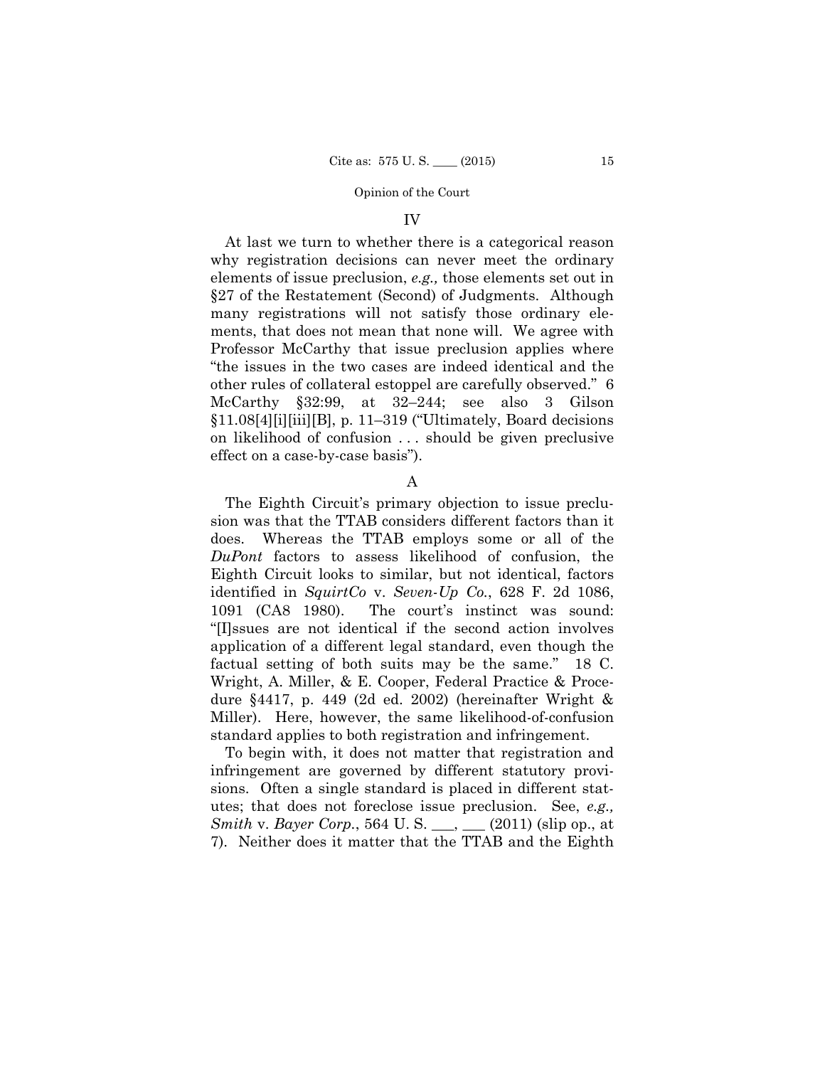## IV

At last we turn to whether there is a categorical reason why registration decisions can never meet the ordinary elements of issue preclusion, *e.g.,* those elements set out in §27 of the Restatement (Second) of Judgments. Although many registrations will not satisfy those ordinary elements, that does not mean that none will. We agree with Professor McCarthy that issue preclusion applies where "the issues in the two cases are indeed identical and the other rules of collateral estoppel are carefully observed." 6 McCarthy §32:99, at 32–244; see also 3 Gilson §11.08[4][i][iii][B], p. 11–319 ("Ultimately, Board decisions on likelihood of confusion . . . should be given preclusive effect on a case-by-case basis").

### A

The Eighth Circuit's primary objection to issue preclusion was that the TTAB considers different factors than it does. Whereas the TTAB employs some or all of the *DuPont* factors to assess likelihood of confusion, the Eighth Circuit looks to similar, but not identical, factors identified in *SquirtCo* v. *Seven-Up Co.*, 628 F. 2d 1086, 1091 (CA8 1980). The court's instinct was sound: "[I]ssues are not identical if the second action involves application of a different legal standard, even though the factual setting of both suits may be the same." 18 C. Wright, A. Miller, & E. Cooper, Federal Practice & Procedure §4417, p. 449 (2d ed. 2002) (hereinafter Wright & Miller). Here, however, the same likelihood-of-confusion standard applies to both registration and infringement.

To begin with, it does not matter that registration and infringement are governed by different statutory provisions. Often a single standard is placed in different statutes; that does not foreclose issue preclusion. See, *e.g., Smith* v. *Bayer Corp.*, 564 U. S. ___, ___ (2011) (slip op., at 7). Neither does it matter that the TTAB and the Eighth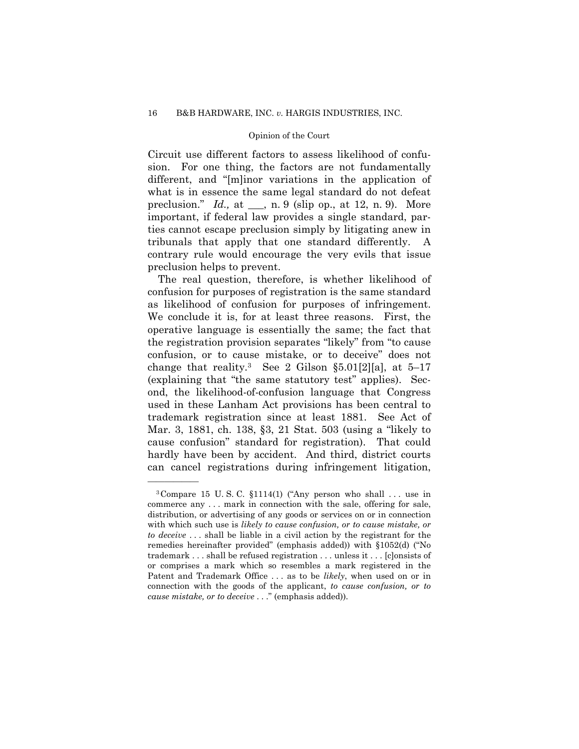Circuit use different factors to assess likelihood of confusion. For one thing, the factors are not fundamentally different, and "[m]inor variations in the application of what is in essence the same legal standard do not defeat preclusion." *Id.,* at ___, n. 9 (slip op., at 12, n. 9). More important, if federal law provides a single standard, parties cannot escape preclusion simply by litigating anew in tribunals that apply that one standard differently. A contrary rule would encourage the very evils that issue preclusion helps to prevent.

The real question, therefore, is whether likelihood of confusion for purposes of registration is the same standard as likelihood of confusion for purposes of infringement. We conclude it is, for at least three reasons. First, the operative language is essentially the same; the fact that the registration provision separates "likely" from "to cause confusion, or to cause mistake, or to deceive" does not change that reality.[3] See 2 Gilson §5.01[2][a], at 5–17 (explaining that "the same statutory test" applies). Second, the likelihood-of-confusion language that Congress used in these Lanham Act provisions has been central to trademark registration since at least 1881. See Act of Mar. 3, 1881, ch. 138, §3, 21 Stat. 503 (using a "likely to cause confusion" standard for registration). That could hardly have been by accident. And third, district courts can cancel registrations during infringement litigation,

---

[3] Compare 15 U. S. C. §1114(1) ("Any person who shall . . . use in commerce any . . . mark in connection with the sale, offering for sale, distribution, or advertising of any goods or services on or in connection with which such use is *likely to cause confusion, or to cause mistake, or to deceive* . . . shall be liable in a civil action by the registrant for the remedies hereinafter provided" (emphasis added)) with §1052(d) ("No trademark . . . shall be refused registration . . . unless it . . . [c]onsists of or comprises a mark which so resembles a mark registered in the Patent and Trademark Office . . . as to be *likely*, when used on or in connection with the goods of the applicant, *to cause confusion, or to cause mistake, or to deceive* . . ." (emphasis added)).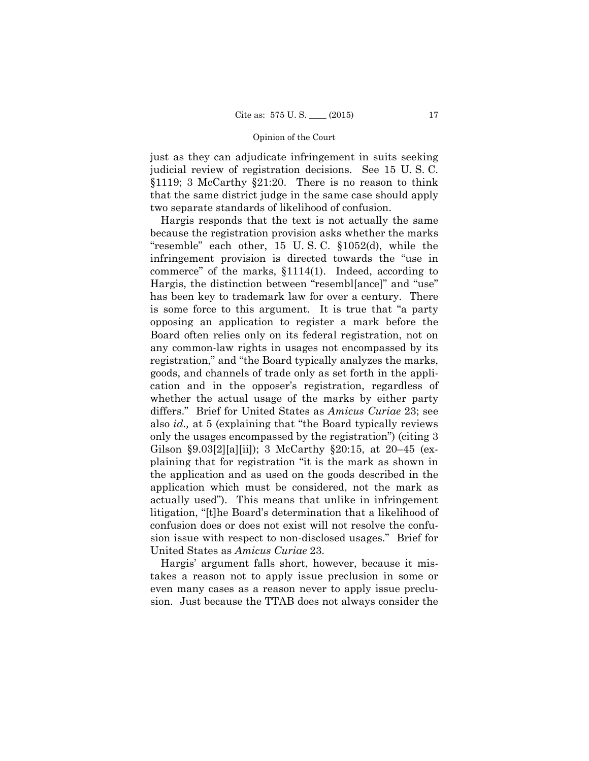just as they can adjudicate infringement in suits seeking judicial review of registration decisions. See 15 U. S. C. §1119; 3 McCarthy §21:20. There is no reason to think that the same district judge in the same case should apply two separate standards of likelihood of confusion.

Hargis responds that the text is not actually the same because the registration provision asks whether the marks "resemble" each other, 15 U. S. C. §1052(d), while the infringement provision is directed towards the "use in commerce" of the marks, §1114(1). Indeed, according to Hargis, the distinction between "resembl[ance]" and "use" has been key to trademark law for over a century. There is some force to this argument. It is true that "a party opposing an application to register a mark before the Board often relies only on its federal registration, not on any common-law rights in usages not encompassed by its registration," and "the Board typically analyzes the marks, goods, and channels of trade only as set forth in the application and in the opposer's registration, regardless of whether the actual usage of the marks by either party differs." Brief for United States as *Amicus Curiae* 23; see also *id.,* at 5 (explaining that "the Board typically reviews only the usages encompassed by the registration") (citing 3 Gilson §9.03[2][a][ii]); 3 McCarthy §20:15, at 20–45 (explaining that for registration "it is the mark as shown in the application and as used on the goods described in the application which must be considered, not the mark as actually used"). This means that unlike in infringement litigation, "[t]he Board's determination that a likelihood of confusion does or does not exist will not resolve the confusion issue with respect to non-disclosed usages." Brief for United States as *Amicus Curiae* 23.

Hargis' argument falls short, however, because it mistakes a reason not to apply issue preclusion in some or even many cases as a reason never to apply issue preclusion. Just because the TTAB does not always consider the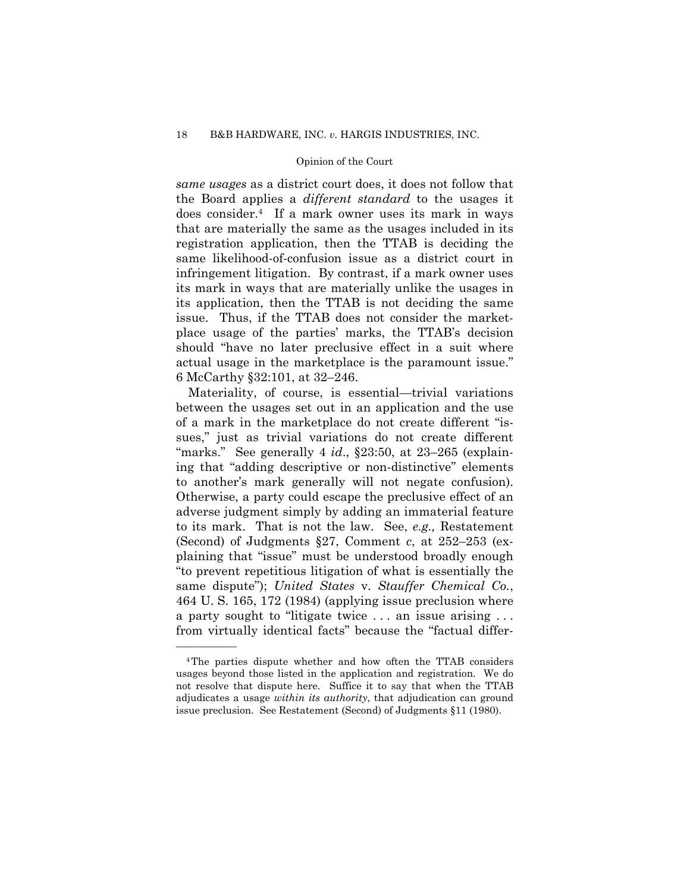*same usages* as a district court does, it does not follow that the Board applies a *different standard* to the usages it does consider.[4] If a mark owner uses its mark in ways that are materially the same as the usages included in its registration application, then the TTAB is deciding the same likelihood-of-confusion issue as a district court in infringement litigation. By contrast, if a mark owner uses its mark in ways that are materially unlike the usages in its application, then the TTAB is not deciding the same issue. Thus, if the TTAB does not consider the marketplace usage of the parties' marks, the TTAB's decision should "have no later preclusive effect in a suit where actual usage in the marketplace is the paramount issue." 6 McCarthy §32:101, at 32–246.

Materiality, of course, is essential—trivial variations between the usages set out in an application and the use of a mark in the marketplace do not create different "issues," just as trivial variations do not create different "marks." See generally 4 *id*., §23:50, at 23–265 (explaining that "adding descriptive or non-distinctive" elements to another's mark generally will not negate confusion). Otherwise, a party could escape the preclusive effect of an adverse judgment simply by adding an immaterial feature to its mark. That is not the law. See, *e.g.,* Restatement (Second) of Judgments §27, Comment *c*, at 252–253 (explaining that "issue" must be understood broadly enough "to prevent repetitious litigation of what is essentially the same dispute"); *United States* v. *Stauffer Chemical Co.*, 464 U. S. 165, 172 (1984) (applying issue preclusion where a party sought to "litigate twice . . . an issue arising . . . from virtually identical facts" because the "factual differ-

---

[4] The parties dispute whether and how often the TTAB considers usages beyond those listed in the application and registration. We do not resolve that dispute here. Suffice it to say that when the TTAB adjudicates a usage *within its authority*, that adjudication can ground issue preclusion. See Restatement (Second) of Judgments §11 (1980).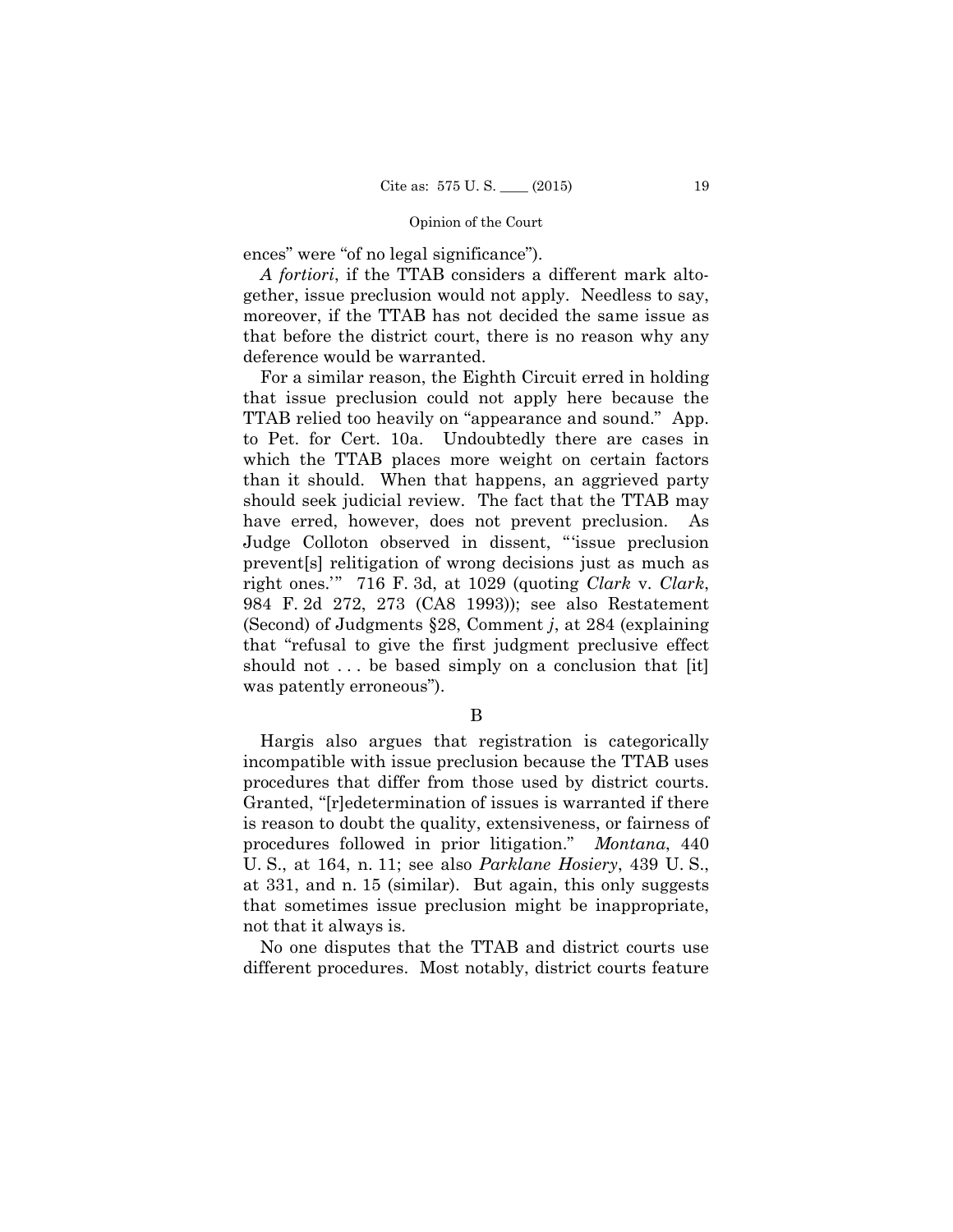ences" were "of no legal significance").

*A fortiori*, if the TTAB considers a different mark altogether, issue preclusion would not apply. Needless to say, moreover, if the TTAB has not decided the same issue as that before the district court, there is no reason why any deference would be warranted.

For a similar reason, the Eighth Circuit erred in holding that issue preclusion could not apply here because the TTAB relied too heavily on "appearance and sound." App. to Pet. for Cert. 10a. Undoubtedly there are cases in which the TTAB places more weight on certain factors than it should. When that happens, an aggrieved party should seek judicial review. The fact that the TTAB may have erred, however, does not prevent preclusion. As Judge Colloton observed in dissent, "'issue preclusion prevent[s] relitigation of wrong decisions just as much as right ones.'" 716 F. 3d, at 1029 (quoting *Clark* v. *Clark*, 984 F. 2d 272, 273 (CA8 1993)); see also Restatement (Second) of Judgments §28, Comment *j*, at 284 (explaining that "refusal to give the first judgment preclusive effect should not . . . be based simply on a conclusion that [it] was patently erroneous").

B

Hargis also argues that registration is categorically incompatible with issue preclusion because the TTAB uses procedures that differ from those used by district courts. Granted, "[r]edetermination of issues is warranted if there is reason to doubt the quality, extensiveness, or fairness of procedures followed in prior litigation." *Montana*, 440 U. S., at 164, n. 11; see also *Parklane Hosiery*, 439 U. S., at 331, and n. 15 (similar). But again, this only suggests that sometimes issue preclusion might be inappropriate, not that it always is.

No one disputes that the TTAB and district courts use different procedures. Most notably, district courts feature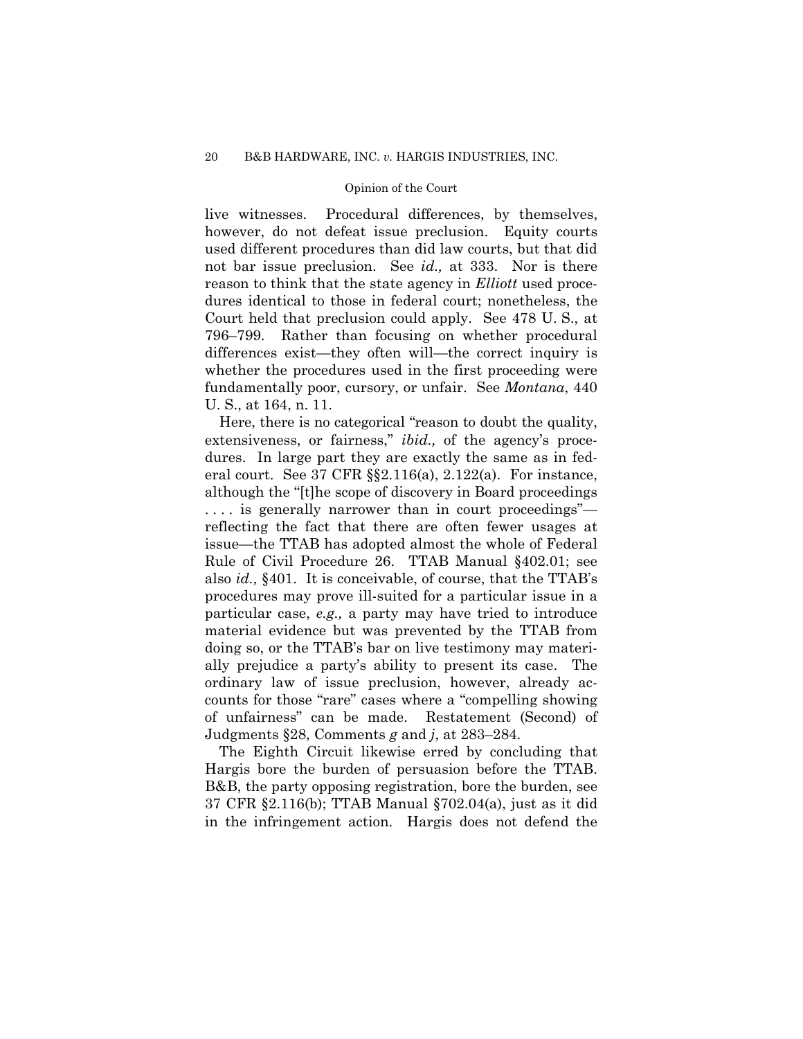live witnesses. Procedural differences, by themselves, however, do not defeat issue preclusion. Equity courts used different procedures than did law courts, but that did not bar issue preclusion. See *id.,* at 333. Nor is there reason to think that the state agency in *Elliott* used procedures identical to those in federal court; nonetheless, the Court held that preclusion could apply. See 478 U. S., at 796–799. Rather than focusing on whether procedural differences exist—they often will—the correct inquiry is whether the procedures used in the first proceeding were fundamentally poor, cursory, or unfair. See *Montana*, 440 U. S., at 164, n. 11.

Here, there is no categorical "reason to doubt the quality, extensiveness, or fairness," *ibid.,* of the agency's procedures. In large part they are exactly the same as in federal court. See 37 CFR §§2.116(a), 2.122(a). For instance, although the "[t]he scope of discovery in Board proceedings . . . . is generally narrower than in court proceedings"—reflecting the fact that there are often fewer usages at issue—the TTAB has adopted almost the whole of Federal Rule of Civil Procedure 26. TTAB Manual §402.01; see also *id.,* §401. It is conceivable, of course, that the TTAB's procedures may prove ill-suited for a particular issue in a particular case, *e.g.,* a party may have tried to introduce material evidence but was prevented by the TTAB from doing so, or the TTAB's bar on live testimony may materially prejudice a party's ability to present its case. The ordinary law of issue preclusion, however, already accounts for those "rare" cases where a "compelling showing of unfairness" can be made. Restatement (Second) of Judgments §28, Comments *g* and *j*, at 283–284.

The Eighth Circuit likewise erred by concluding that Hargis bore the burden of persuasion before the TTAB. B&B, the party opposing registration, bore the burden, see 37 CFR §2.116(b); TTAB Manual §702.04(a), just as it did in the infringement action. Hargis does not defend the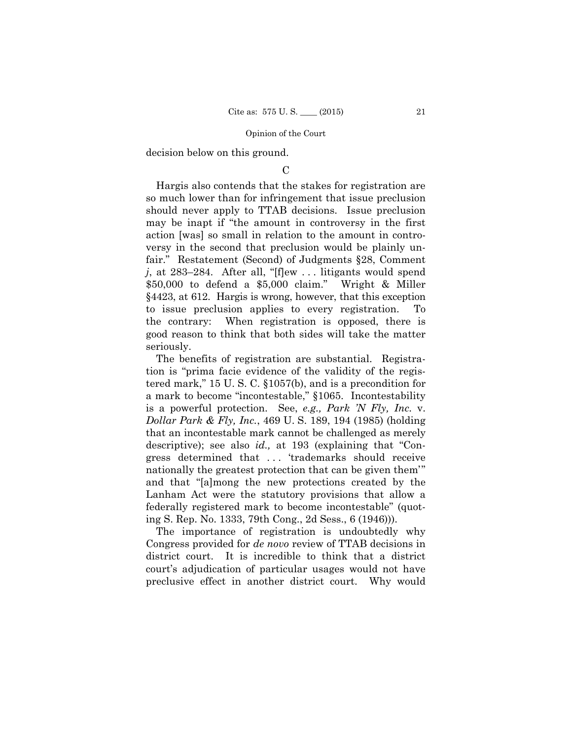decision below on this ground.

C

Hargis also contends that the stakes for registration are so much lower than for infringement that issue preclusion should never apply to TTAB decisions. Issue preclusion may be inapt if "the amount in controversy in the first action [was] so small in relation to the amount in controversy in the second that preclusion would be plainly unfair." Restatement (Second) of Judgments §28, Comment *j*, at 283–284. After all, "[f]ew . . . litigants would spend $50,000 to defend a $5,000 claim." Wright & Miller §4423, at 612. Hargis is wrong, however, that this exception to issue preclusion applies to every registration. To the contrary: When registration is opposed, there is good reason to think that both sides will take the matter seriously.

The benefits of registration are substantial. Registration is "prima facie evidence of the validity of the registered mark," 15 U. S. C. §1057(b), and is a precondition for a mark to become "incontestable," §1065. Incontestability is a powerful protection. See, *e.g., Park 'N Fly, Inc.* v. *Dollar Park & Fly, Inc.*, 469 U. S. 189, 194 (1985) (holding that an incontestable mark cannot be challenged as merely descriptive); see also *id.,* at 193 (explaining that "Congress determined that . . . 'trademarks should receive nationally the greatest protection that can be given them'" and that "[a]mong the new protections created by the Lanham Act were the statutory provisions that allow a federally registered mark to become incontestable" (quoting S. Rep. No. 1333, 79th Cong., 2d Sess., 6 (1946))).

The importance of registration is undoubtedly why Congress provided for *de novo* review of TTAB decisions in district court. It is incredible to think that a district court's adjudication of particular usages would not have preclusive effect in another district court. Why would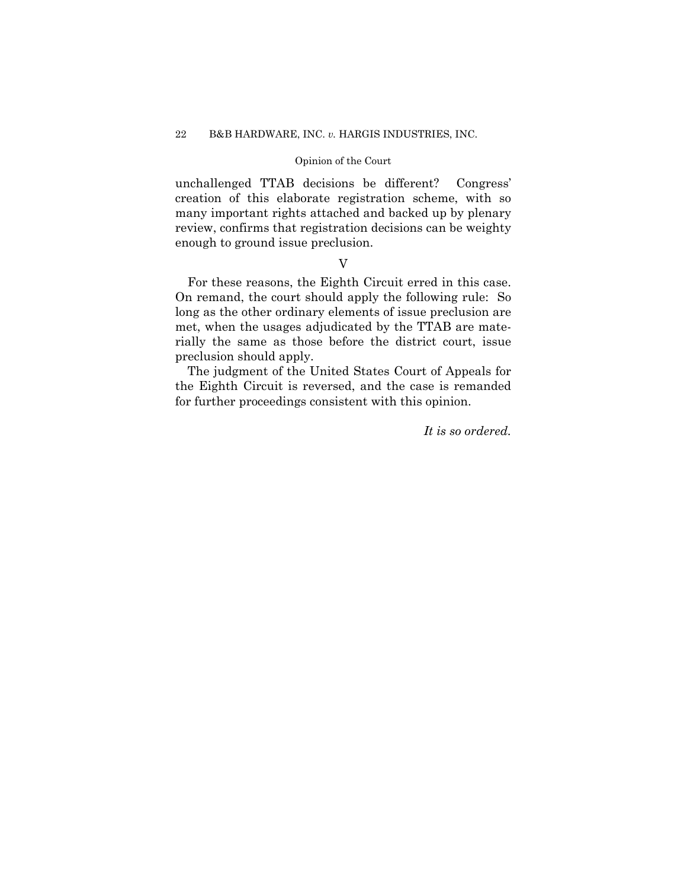unchallenged TTAB decisions be different? Congress' creation of this elaborate registration scheme, with so many important rights attached and backed up by plenary review, confirms that registration decisions can be weighty enough to ground issue preclusion.

## V

For these reasons, the Eighth Circuit erred in this case. On remand, the court should apply the following rule: So long as the other ordinary elements of issue preclusion are met, when the usages adjudicated by the TTAB are materially the same as those before the district court, issue preclusion should apply.

The judgment of the United States Court of Appeals for the Eighth Circuit is reversed, and the case is remanded for further proceedings consistent with this opinion.

*It is so ordered.*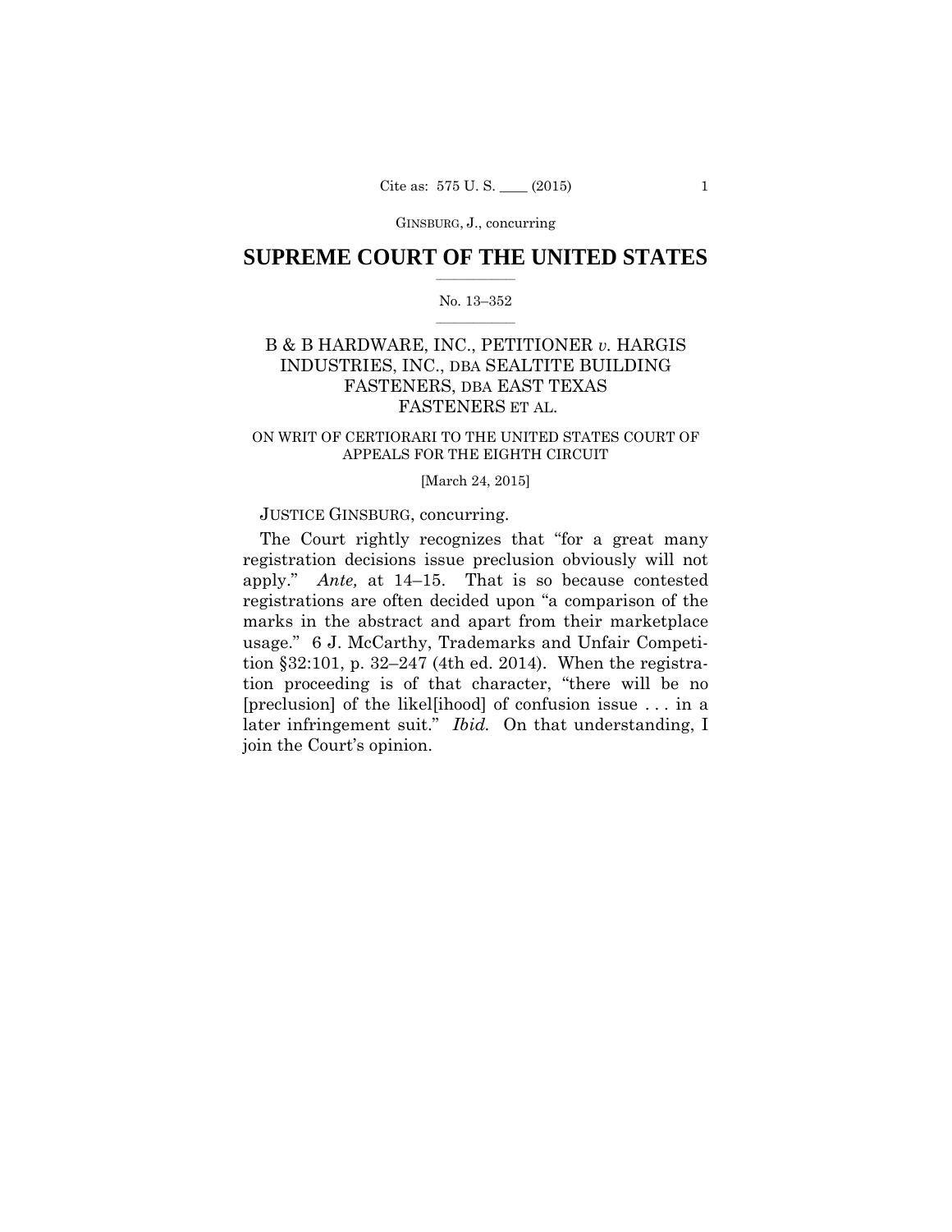# SUPREME COURT OF THE UNITED STATES

No. 13–352

B & B HARDWARE, INC., PETITIONER *v.* HARGIS INDUSTRIES, INC., DBA SEALTITE BUILDING FASTENERS, DBA EAST TEXAS FASTENERS ET AL.

ON WRIT OF CERTIORARI TO THE UNITED STATES COURT OF APPEALS FOR THE EIGHTH CIRCUIT

[March 24, 2015]

JUSTICE GINSBURG, concurring.

The Court rightly recognizes that "for a great many registration decisions issue preclusion obviously will not apply." *Ante,* at 14–15. That is so because contested registrations are often decided upon "a comparison of the marks in the abstract and apart from their marketplace usage." 6 J. McCarthy, Trademarks and Unfair Competition §32:101, p. 32–247 (4th ed. 2014). When the registration proceeding is of that character, "there will be no [preclusion] of the likel[ihood] of confusion issue . . . in a later infringement suit." *Ibid.* On that understanding, I join the Court's opinion.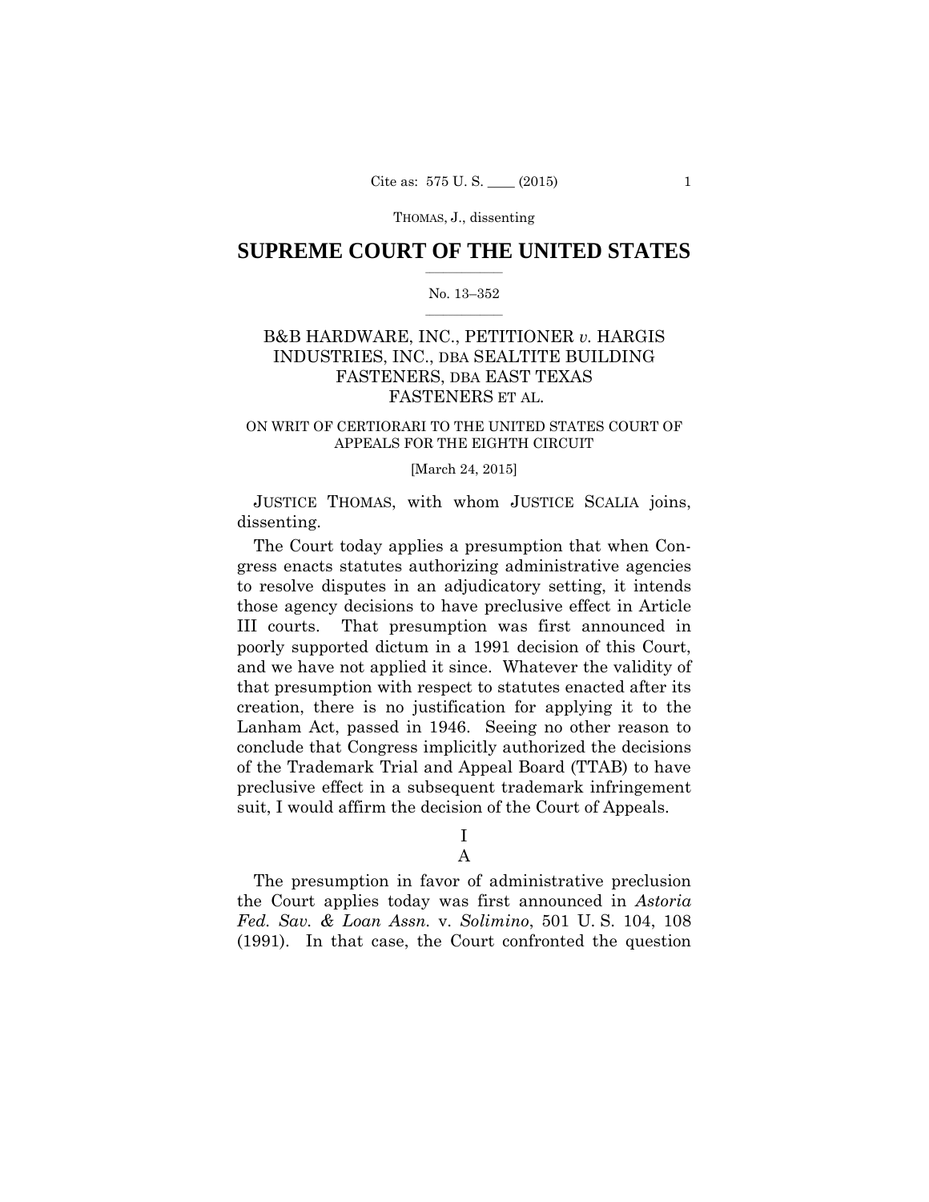JUSTICE THOMAS, with whom JUSTICE SCALIA joins, dissenting.

# SUPREME COURT OF THE UNITED STATES

No. 13–352

## B&B HARDWARE, INC., PETITIONER *v.* HARGIS INDUSTRIES, INC., DBA SEALTITE BUILDING FASTENERS, DBA EAST TEXAS FASTENERS ET AL.

ON WRIT OF CERTIORARI TO THE UNITED STATES COURT OF APPEALS FOR THE EIGHTH CIRCUIT

[March 24, 2015]

JUSTICE THOMAS, with whom JUSTICE SCALIA joins, dissenting.

The Court today applies a presumption that when Congress enacts statutes authorizing administrative agencies to resolve disputes in an adjudicatory setting, it intends those agency decisions to have preclusive effect in Article III courts. That presumption was first announced in poorly supported dictum in a 1991 decision of this Court, and we have not applied it since. Whatever the validity of that presumption with respect to statutes enacted after its creation, there is no justification for applying it to the Lanham Act, passed in 1946. Seeing no other reason to conclude that Congress implicitly authorized the decisions of the Trademark Trial and Appeal Board (TTAB) to have preclusive effect in a subsequent trademark infringement suit, I would affirm the decision of the Court of Appeals.

## I

### A

The presumption in favor of administrative preclusion the Court applies today was first announced in *Astoria Fed. Sav. & Loan Assn.* v. *Solimino*, 501 U. S. 104, 108 (1991). In that case, the Court confronted the question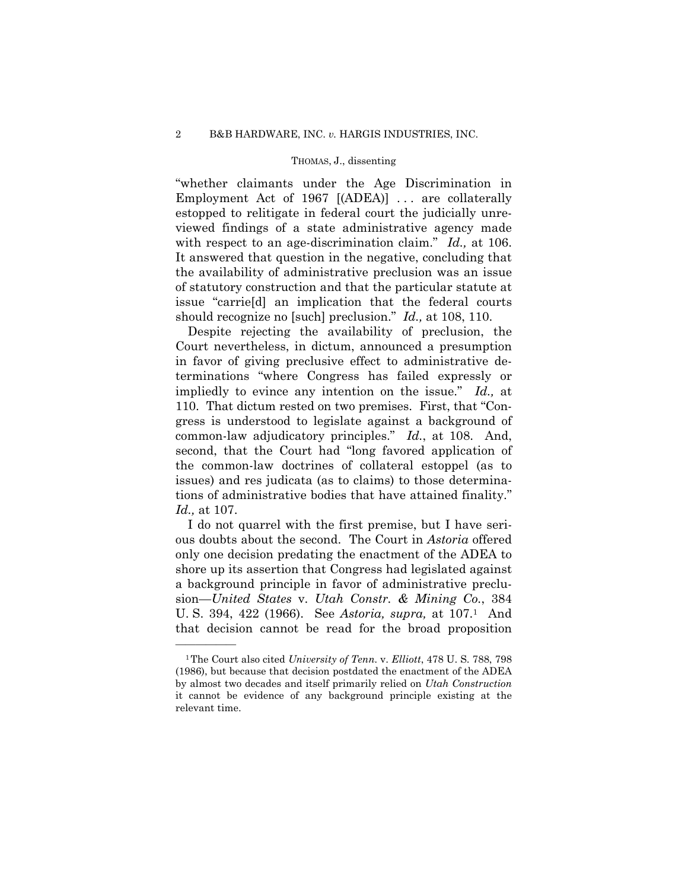"whether claimants under the Age Discrimination in Employment Act of 1967 [(ADEA)] . . . are collaterally estopped to relitigate in federal court the judicially unreviewed findings of a state administrative agency made with respect to an age-discrimination claim." *Id.,* at 106. It answered that question in the negative, concluding that the availability of administrative preclusion was an issue of statutory construction and that the particular statute at issue "carrie[d] an implication that the federal courts should recognize no [such] preclusion." *Id.,* at 108, 110.

Despite rejecting the availability of preclusion, the Court nevertheless, in dictum, announced a presumption in favor of giving preclusive effect to administrative determinations "where Congress has failed expressly or impliedly to evince any intention on the issue." *Id.,* at 110. That dictum rested on two premises. First, that "Congress is understood to legislate against a background of common-law adjudicatory principles." *Id.*, at 108. And, second, that the Court had "long favored application of the common-law doctrines of collateral estoppel (as to issues) and res judicata (as to claims) to those determinations of administrative bodies that have attained finality." *Id.,* at 107.

I do not quarrel with the first premise, but I have serious doubts about the second. The Court in *Astoria* offered only one decision predating the enactment of the ADEA to shore up its assertion that Congress had legislated against a background principle in favor of administrative preclusion—*United States* v. *Utah Constr. & Mining Co.*, 384 U. S. 394, 422 (1966). See *Astoria, supra,* at 107.[1] And that decision cannot be read for the broad proposition

[1] The Court also cited *University of Tenn.* v. *Elliott*, 478 U. S. 788, 798 (1986), but because that decision postdated the enactment of the ADEA by almost two decades and itself primarily relied on *Utah Construction* it cannot be evidence of any background principle existing at the relevant time.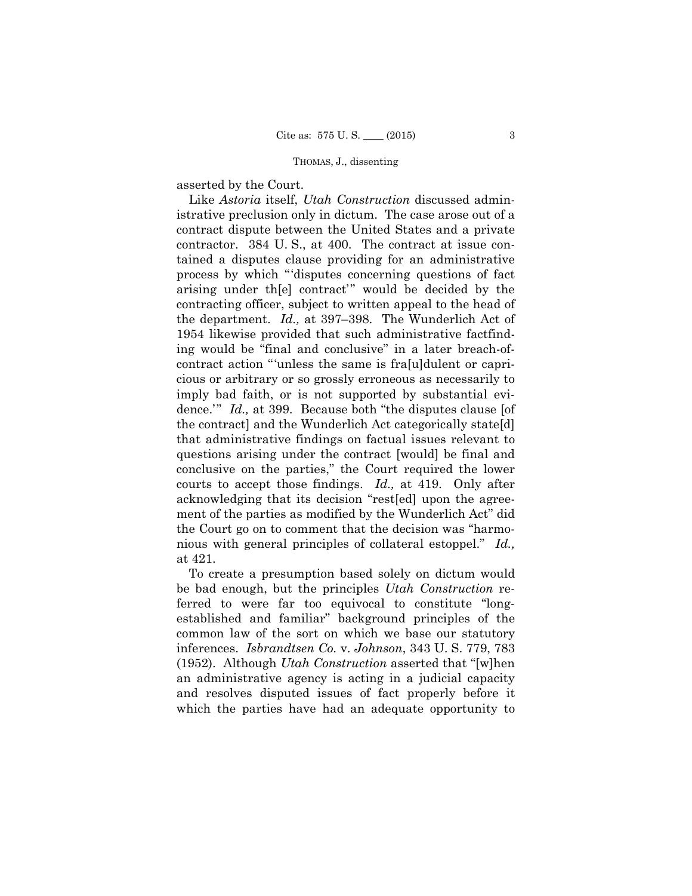asserted by the Court.

Like *Astoria* itself, *Utah Construction* discussed administrative preclusion only in dictum. The case arose out of a contract dispute between the United States and a private contractor. 384 U. S., at 400. The contract at issue contained a disputes clause providing for an administrative process by which "'disputes concerning questions of fact arising under th[e] contract'" would be decided by the contracting officer, subject to written appeal to the head of the department. *Id.,* at 397–398. The Wunderlich Act of 1954 likewise provided that such administrative factfinding would be "final and conclusive" in a later breach-of-contract action "'unless the same is fra[u]dulent or capricious or arbitrary or so grossly erroneous as necessarily to imply bad faith, or is not supported by substantial evidence.'" *Id.,* at 399. Because both "the disputes clause [of the contract] and the Wunderlich Act categorically state[d] that administrative findings on factual issues relevant to questions arising under the contract [would] be final and conclusive on the parties," the Court required the lower courts to accept those findings. *Id.,* at 419. Only after acknowledging that its decision "rest[ed] upon the agreement of the parties as modified by the Wunderlich Act" did the Court go on to comment that the decision was "harmonious with general principles of collateral estoppel." *Id.,* at 421.

To create a presumption based solely on dictum would be bad enough, but the principles *Utah Construction* referred to were far too equivocal to constitute "long-established and familiar" background principles of the common law of the sort on which we base our statutory inferences. *Isbrandtsen Co.* v. *Johnson*, 343 U. S. 779, 783 (1952). Although *Utah Construction* asserted that "[w]hen an administrative agency is acting in a judicial capacity and resolves disputed issues of fact properly before it which the parties have had an adequate opportunity to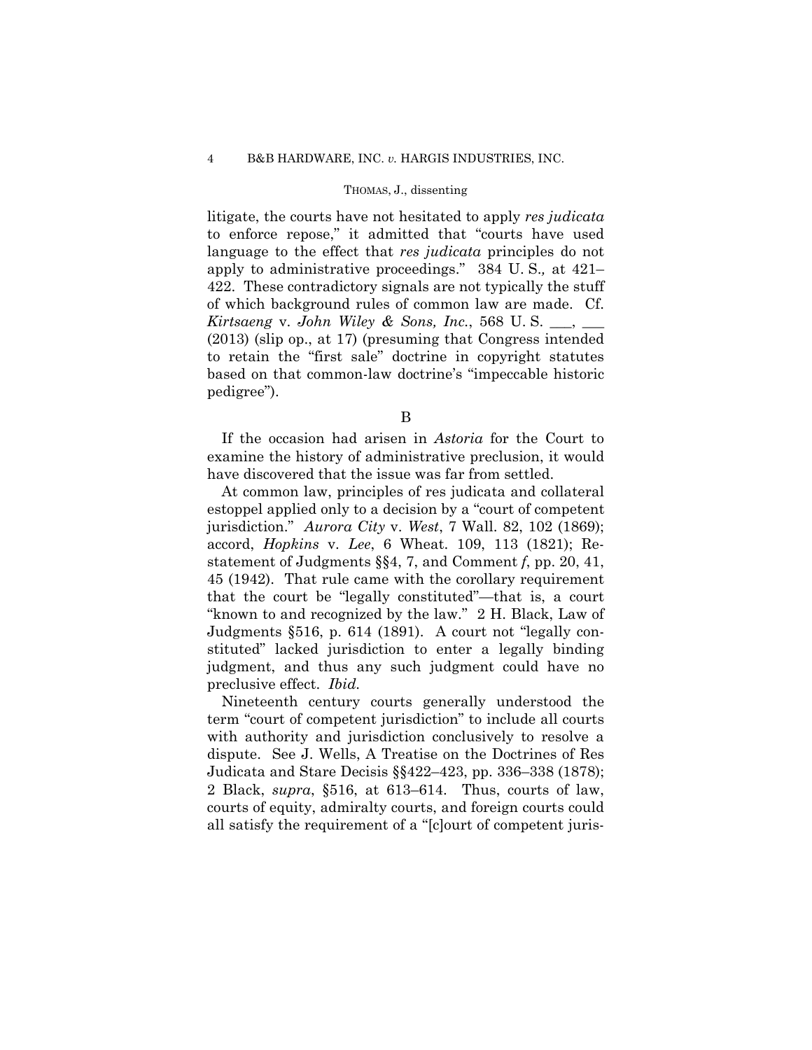litigate, the courts have not hesitated to apply *res judicata* to enforce repose," it admitted that "courts have used language to the effect that *res judicata* principles do not apply to administrative proceedings." 384 U. S., at 421–422. These contradictory signals are not typically the stuff of which background rules of common law are made. Cf. *Kirtsaeng* v. *John Wiley & Sons, Inc.*, 568 U. S. ___, ___ (2013) (slip op., at 17) (presuming that Congress intended to retain the "first sale" doctrine in copyright statutes based on that common-law doctrine's "impeccable historic pedigree").

B

If the occasion had arisen in *Astoria* for the Court to examine the history of administrative preclusion, it would have discovered that the issue was far from settled.

At common law, principles of res judicata and collateral estoppel applied only to a decision by a "court of competent jurisdiction." *Aurora City* v. *West*, 7 Wall. 82, 102 (1869); accord, *Hopkins* v. *Lee*, 6 Wheat. 109, 113 (1821); Restatement of Judgments §§4, 7, and Comment *f*, pp. 20, 41, 45 (1942). That rule came with the corollary requirement that the court be "legally constituted"—that is, a court "known to and recognized by the law." 2 H. Black, Law of Judgments §516, p. 614 (1891). A court not "legally constituted" lacked jurisdiction to enter a legally binding judgment, and thus any such judgment could have no preclusive effect. *Ibid.*

Nineteenth century courts generally understood the term "court of competent jurisdiction" to include all courts with authority and jurisdiction conclusively to resolve a dispute. See J. Wells, A Treatise on the Doctrines of Res Judicata and Stare Decisis §§422–423, pp. 336–338 (1878); 2 Black, *supra*, §516, at 613–614. Thus, courts of law, courts of equity, admiralty courts, and foreign courts could all satisfy the requirement of a "[c]ourt of competent juris-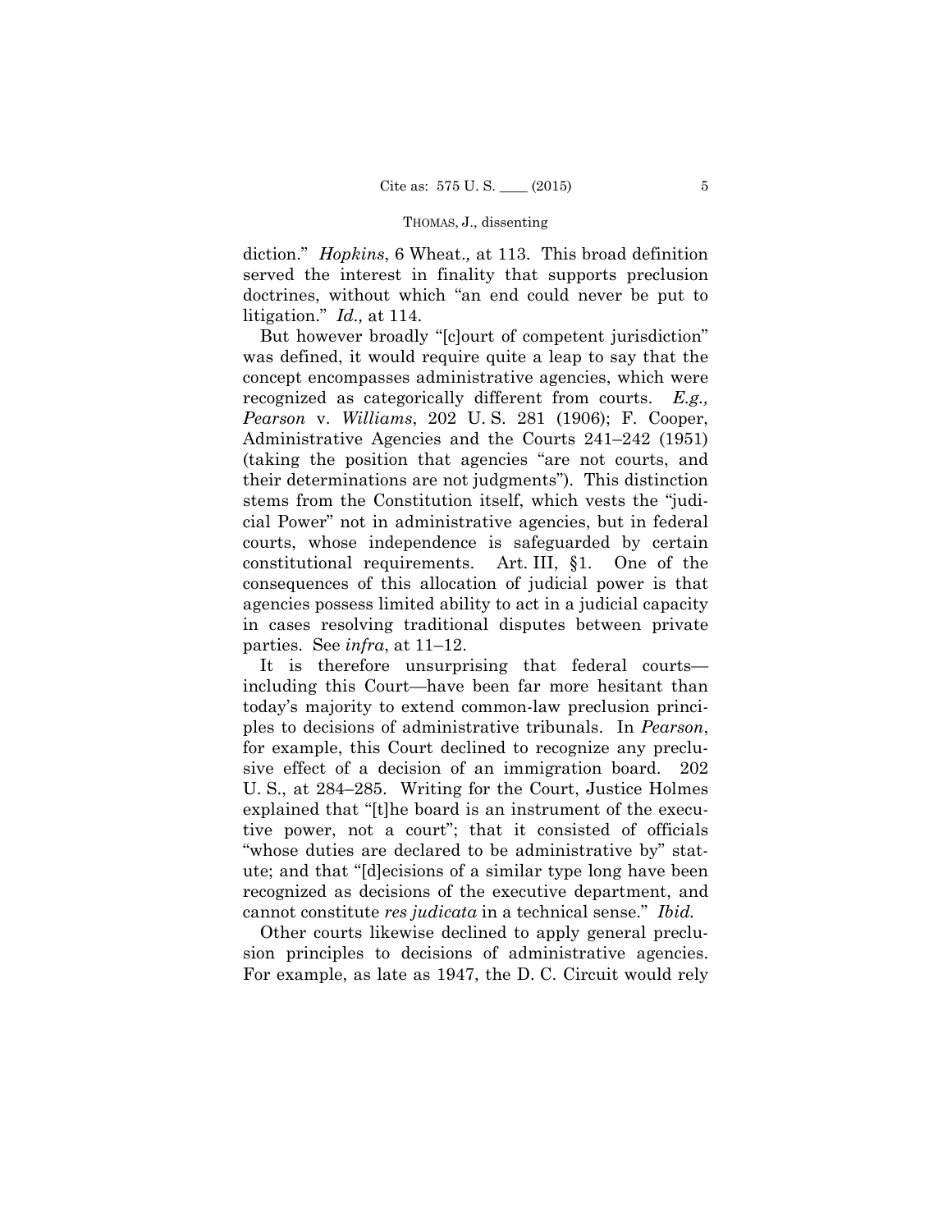diction." *Hopkins*, 6 Wheat., at 113. This broad definition served the interest in finality that supports preclusion doctrines, without which "an end could never be put to litigation." *Id.*, at 114.

But however broadly "[c]ourt of competent jurisdiction" was defined, it would require quite a leap to say that the concept encompasses administrative agencies, which were recognized as categorically different from courts. *E.g., Pearson* v. *Williams*, 202 U. S. 281 (1906); F. Cooper, Administrative Agencies and the Courts 241–242 (1951) (taking the position that agencies "are not courts, and their determinations are not judgments"). This distinction stems from the Constitution itself, which vests the "judicial Power" not in administrative agencies, but in federal courts, whose independence is safeguarded by certain constitutional requirements. Art. III, §1. One of the consequences of this allocation of judicial power is that agencies possess limited ability to act in a judicial capacity in cases resolving traditional disputes between private parties. See *infra*, at 11–12.

It is therefore unsurprising that federal courts—including this Court—have been far more hesitant than today's majority to extend common-law preclusion principles to decisions of administrative tribunals. In *Pearson*, for example, this Court declined to recognize any preclusive effect of a decision of an immigration board. 202 U. S., at 284–285. Writing for the Court, Justice Holmes explained that "[t]he board is an instrument of the executive power, not a court"; that it consisted of officials "whose duties are declared to be administrative by" statute; and that "[d]ecisions of a similar type long have been recognized as decisions of the executive department, and cannot constitute *res judicata* in a technical sense." *Ibid.*

Other courts likewise declined to apply general preclusion principles to decisions of administrative agencies. For example, as late as 1947, the D. C. Circuit would rely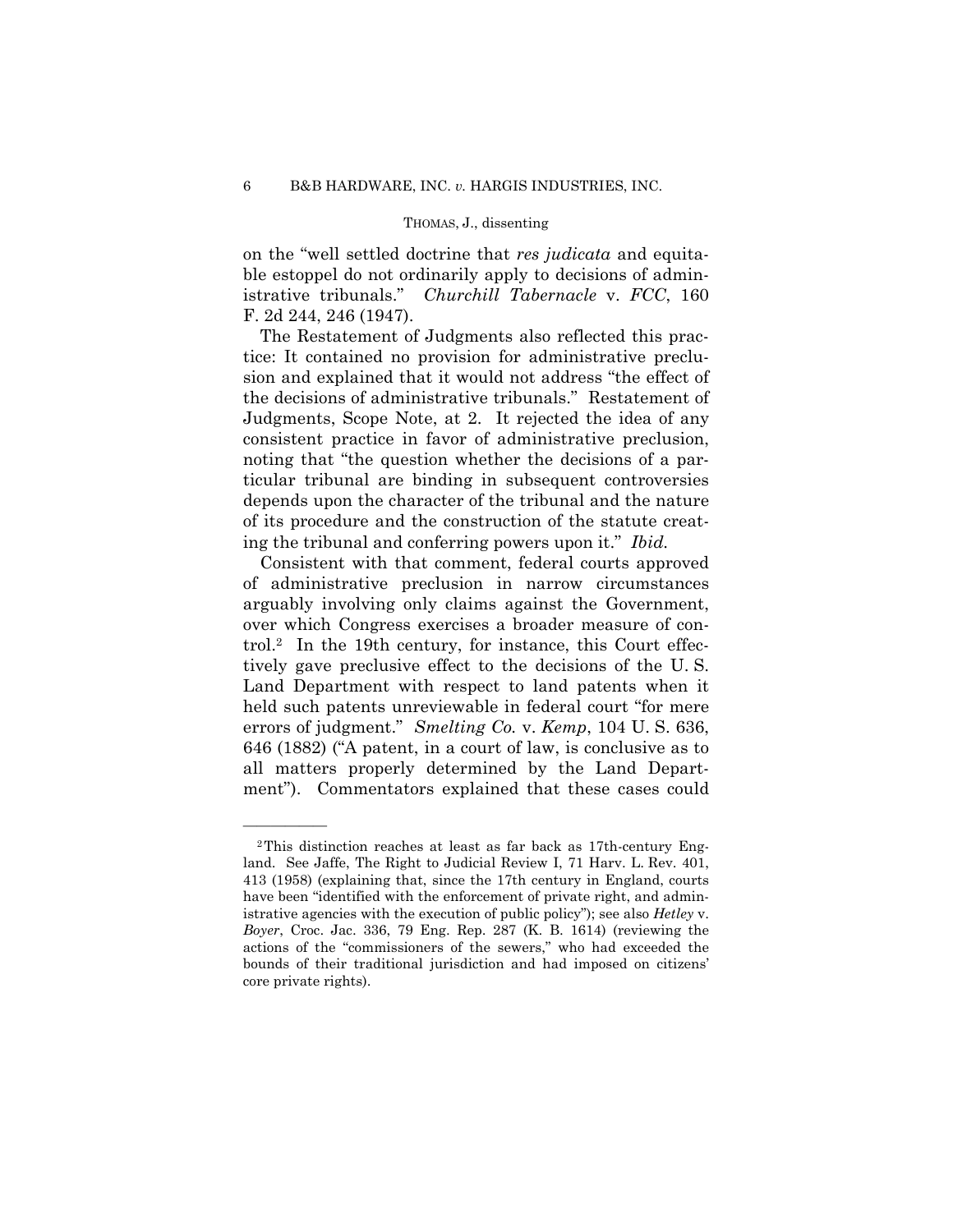on the "well settled doctrine that *res judicata* and equitable estoppel do not ordinarily apply to decisions of administrative tribunals." *Churchill Tabernacle* v. *FCC*, 160 F. 2d 244, 246 (1947).

The Restatement of Judgments also reflected this practice: It contained no provision for administrative preclusion and explained that it would not address "the effect of the decisions of administrative tribunals." Restatement of Judgments, Scope Note, at 2. It rejected the idea of any consistent practice in favor of administrative preclusion, noting that "the question whether the decisions of a particular tribunal are binding in subsequent controversies depends upon the character of the tribunal and the nature of its procedure and the construction of the statute creating the tribunal and conferring powers upon it." *Ibid.*

Consistent with that comment, federal courts approved of administrative preclusion in narrow circumstances arguably involving only claims against the Government, over which Congress exercises a broader measure of control.[2] In the 19th century, for instance, this Court effectively gave preclusive effect to the decisions of the U. S. Land Department with respect to land patents when it held such patents unreviewable in federal court "for mere errors of judgment." *Smelting Co.* v. *Kemp*, 104 U. S. 636, 646 (1882) ("A patent, in a court of law, is conclusive as to all matters properly determined by the Land Department"). Commentators explained that these cases could

---

[2] This distinction reaches at least as far back as 17th-century England. See Jaffe, The Right to Judicial Review I, 71 Harv. L. Rev. 401, 413 (1958) (explaining that, since the 17th century in England, courts have been "identified with the enforcement of private right, and administrative agencies with the execution of public policy"); see also *Hetley* v. *Boyer*, Croc. Jac. 336, 79 Eng. Rep. 287 (K. B. 1614) (reviewing the actions of the "commissioners of the sewers," who had exceeded the bounds of their traditional jurisdiction and had imposed on citizens' core private rights).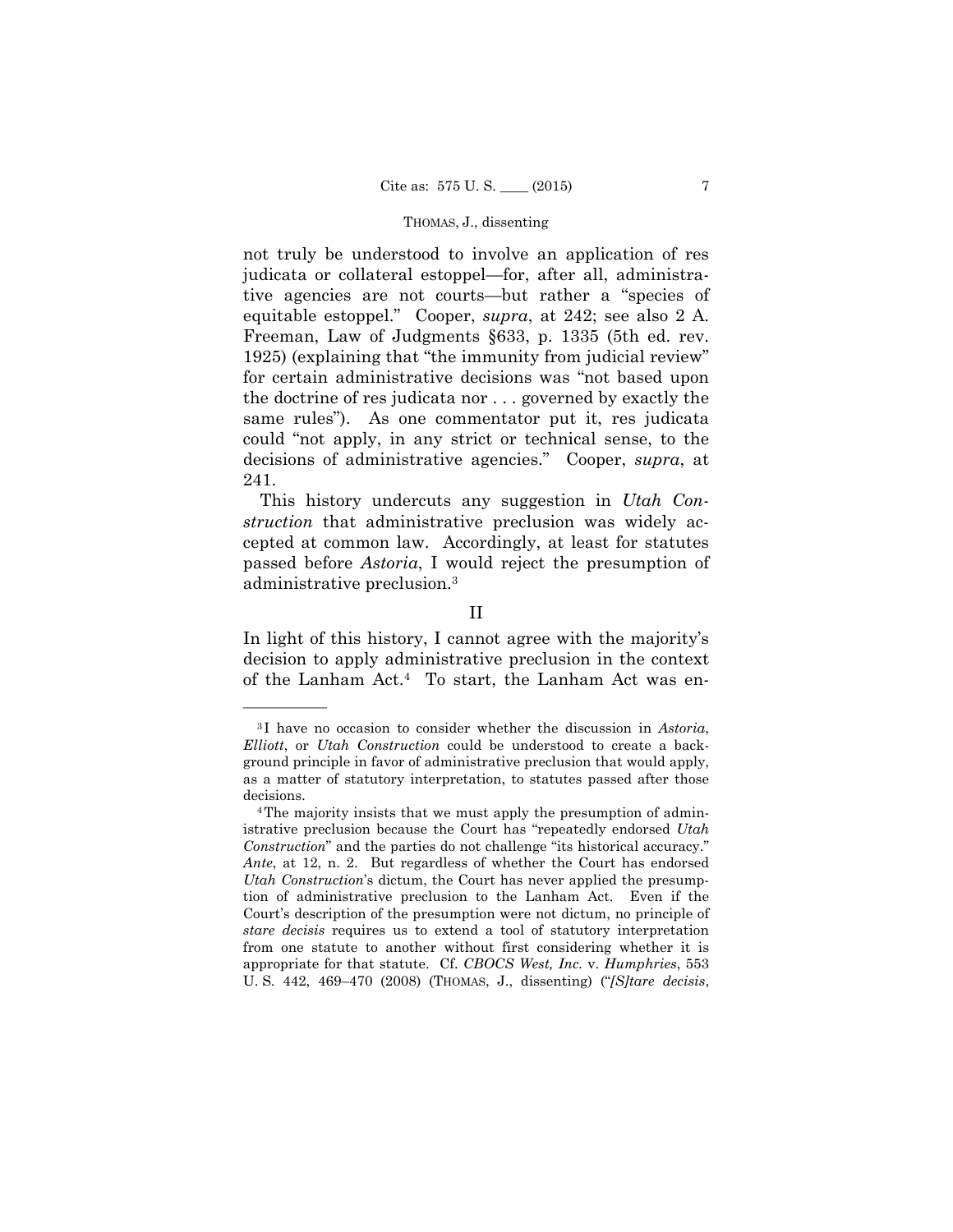not truly be understood to involve an application of res judicata or collateral estoppel—for, after all, administrative agencies are not courts—but rather a "species of equitable estoppel." Cooper, *supra*, at 242; see also 2 A. Freeman, Law of Judgments §633, p. 1335 (5th ed. rev. 1925) (explaining that "the immunity from judicial review" for certain administrative decisions was "not based upon the doctrine of res judicata nor . . . governed by exactly the same rules"). As one commentator put it, res judicata could "not apply, in any strict or technical sense, to the decisions of administrative agencies." Cooper, *supra*, at 241.

This history undercuts any suggestion in *Utah Construction* that administrative preclusion was widely accepted at common law. Accordingly, at least for statutes passed before *Astoria*, I would reject the presumption of administrative preclusion.[3]

## II

In light of this history, I cannot agree with the majority's decision to apply administrative preclusion in the context of the Lanham Act.[4] To start, the Lanham Act was en-

---

[3] I have no occasion to consider whether the discussion in *Astoria*, *Elliott*, or *Utah Construction* could be understood to create a background principle in favor of administrative preclusion that would apply, as a matter of statutory interpretation, to statutes passed after those decisions.

[4] The majority insists that we must apply the presumption of administrative preclusion because the Court has "repeatedly endorsed *Utah Construction*" and the parties do not challenge "its historical accuracy." *Ante*, at 12, n. 2. But regardless of whether the Court has endorsed *Utah Construction*'s dictum, the Court has never applied the presumption of administrative preclusion to the Lanham Act. Even if the Court's description of the presumption were not dictum, no principle of *stare decisis* requires us to extend a tool of statutory interpretation from one statute to another without first considering whether it is appropriate for that statute. Cf. *CBOCS West, Inc.* v. *Humphries*, 553 U. S. 442, 469–470 (2008) (THOMAS, J., dissenting) ("*[S]tare decisis*,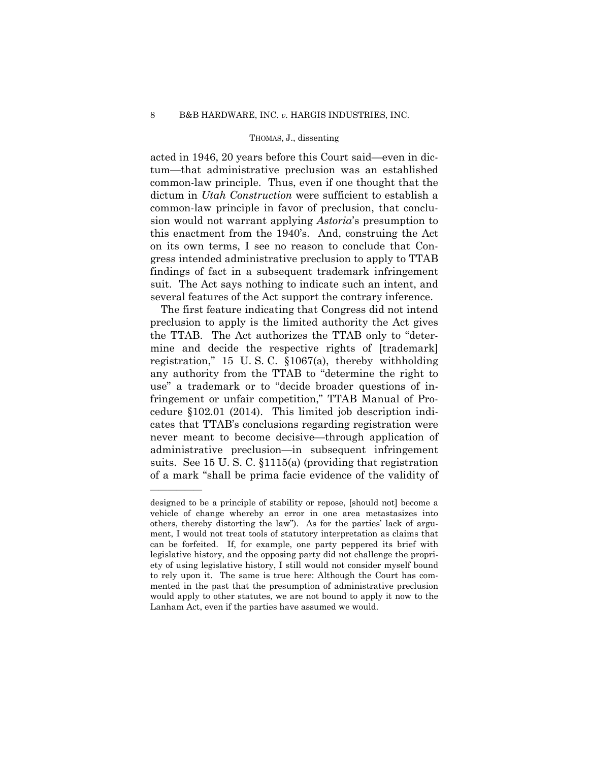acted in 1946, 20 years before this Court said—even in dictum—that administrative preclusion was an established common-law principle. Thus, even if one thought that the dictum in *Utah Construction* were sufficient to establish a common-law principle in favor of preclusion, that conclusion would not warrant applying *Astoria*'s presumption to this enactment from the 1940's. And, construing the Act on its own terms, I see no reason to conclude that Congress intended administrative preclusion to apply to TTAB findings of fact in a subsequent trademark infringement suit. The Act says nothing to indicate such an intent, and several features of the Act support the contrary inference.

The first feature indicating that Congress did not intend preclusion to apply is the limited authority the Act gives the TTAB. The Act authorizes the TTAB only to "determine and decide the respective rights of [trademark] registration," 15 U. S. C. §1067(a), thereby withholding any authority from the TTAB to "determine the right to use" a trademark or to "decide broader questions of infringement or unfair competition," TTAB Manual of Procedure §102.01 (2014). This limited job description indicates that TTAB's conclusions regarding registration were never meant to become decisive—through application of administrative preclusion—in subsequent infringement suits. See 15 U. S. C. §1115(a) (providing that registration of a mark "shall be prima facie evidence of the validity of

---

designed to be a principle of stability or repose, [should not] become a vehicle of change whereby an error in one area metastasizes into others, thereby distorting the law"). As for the parties' lack of argument, I would not treat tools of statutory interpretation as claims that can be forfeited. If, for example, one party peppered its brief with legislative history, and the opposing party did not challenge the propriety of using legislative history, I still would not consider myself bound to rely upon it. The same is true here: Although the Court has commented in the past that the presumption of administrative preclusion would apply to other statutes, we are not bound to apply it now to the Lanham Act, even if the parties have assumed we would.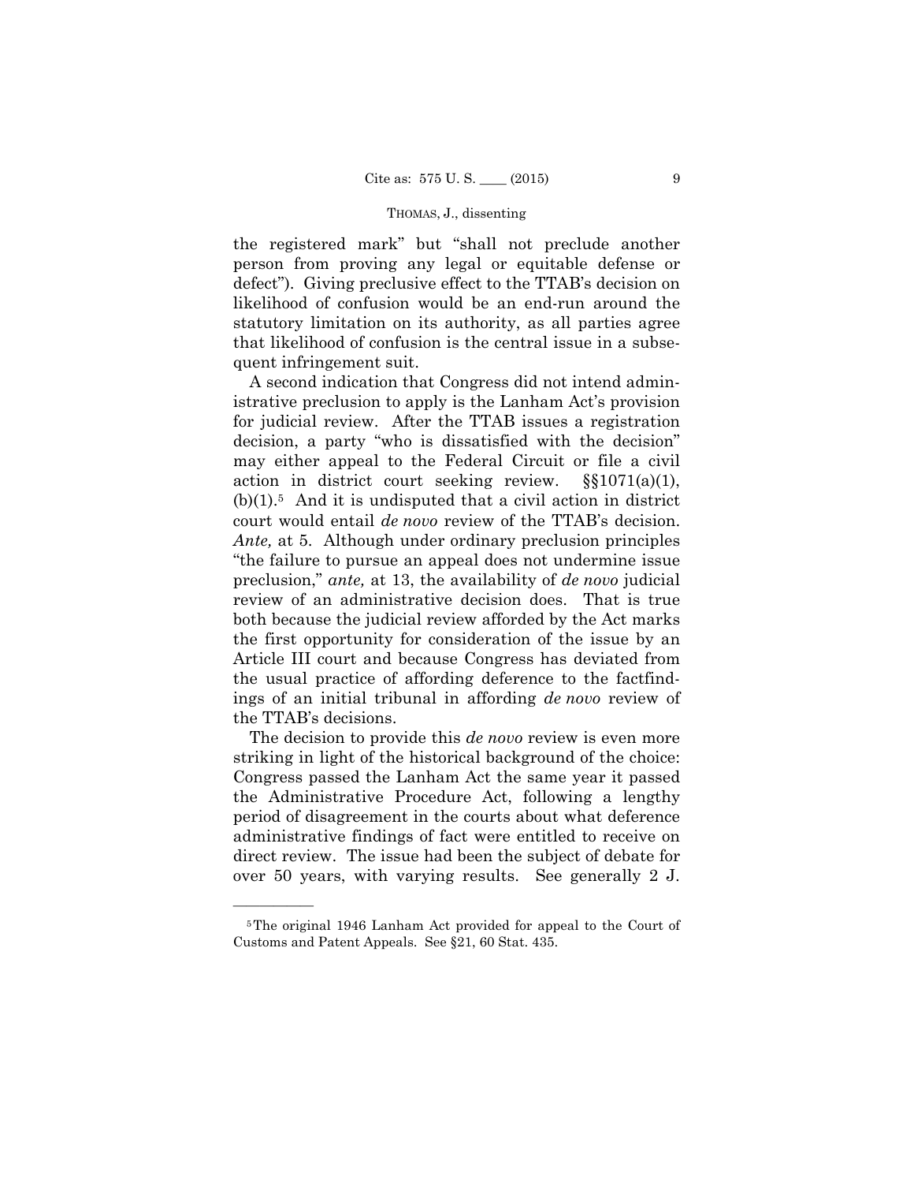the registered mark" but "shall not preclude another person from proving any legal or equitable defense or defect"). Giving preclusive effect to the TTAB's decision on likelihood of confusion would be an end-run around the statutory limitation on its authority, as all parties agree that likelihood of confusion is the central issue in a subsequent infringement suit.

A second indication that Congress did not intend administrative preclusion to apply is the Lanham Act's provision for judicial review. After the TTAB issues a registration decision, a party "who is dissatisfied with the decision" may either appeal to the Federal Circuit or file a civil action in district court seeking review. §§1071(a)(1), (b)(1).[5] And it is undisputed that a civil action in district court would entail *de novo* review of the TTAB's decision. *Ante,* at 5. Although under ordinary preclusion principles "the failure to pursue an appeal does not undermine issue preclusion," *ante,* at 13, the availability of *de novo* judicial review of an administrative decision does. That is true both because the judicial review afforded by the Act marks the first opportunity for consideration of the issue by an Article III court and because Congress has deviated from the usual practice of affording deference to the factfindings of an initial tribunal in affording *de novo* review of the TTAB's decisions.

The decision to provide this *de novo* review is even more striking in light of the historical background of the choice: Congress passed the Lanham Act the same year it passed the Administrative Procedure Act, following a lengthy period of disagreement in the courts about what deference administrative findings of fact were entitled to receive on direct review. The issue had been the subject of debate for over 50 years, with varying results. See generally 2 J.

---

[5] The original 1946 Lanham Act provided for appeal to the Court of Customs and Patent Appeals. See §21, 60 Stat. 435.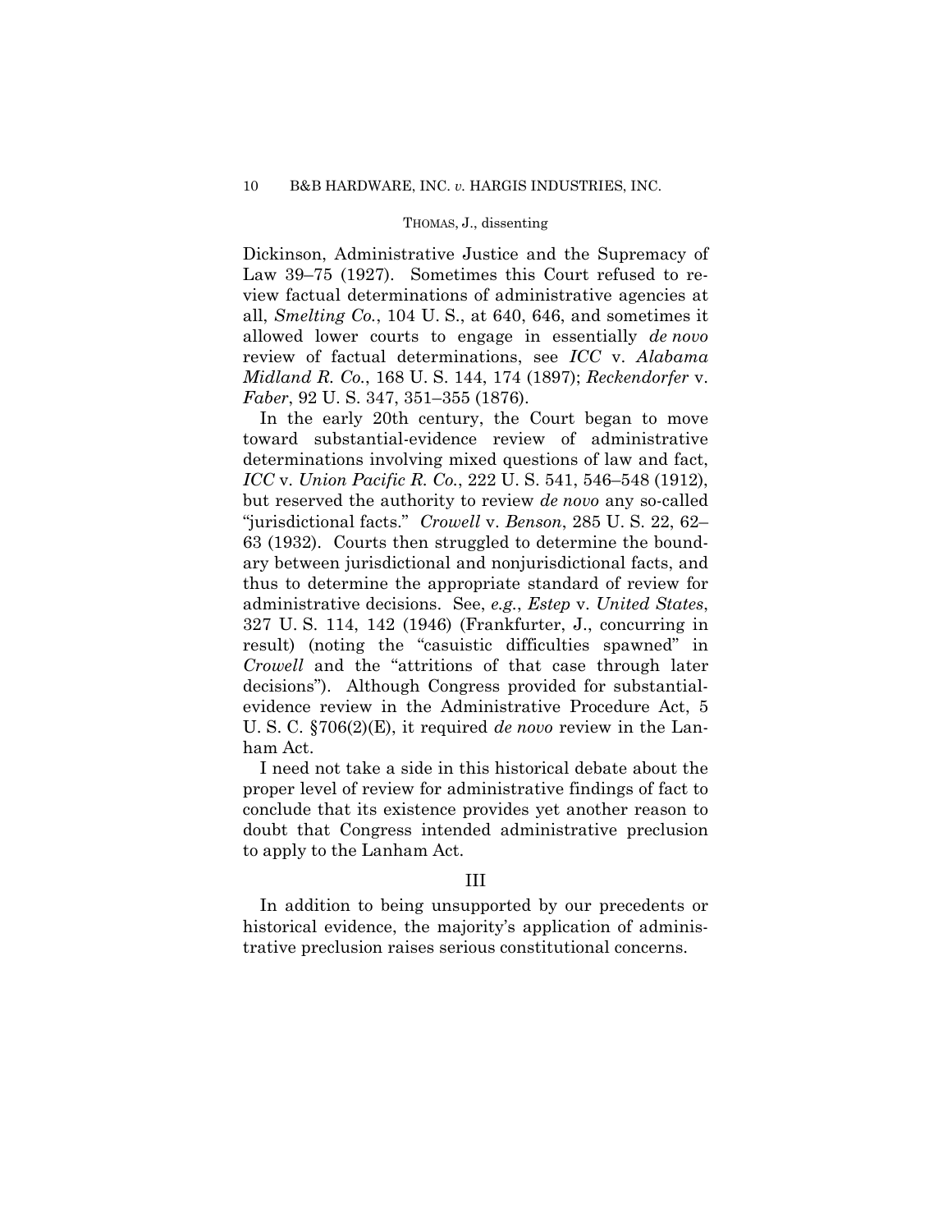Dickinson, Administrative Justice and the Supremacy of Law 39–75 (1927). Sometimes this Court refused to review factual determinations of administrative agencies at all, *Smelting Co.*, 104 U. S., at 640, 646, and sometimes it allowed lower courts to engage in essentially *de novo* review of factual determinations, see *ICC* v. *Alabama Midland R. Co.*, 168 U. S. 144, 174 (1897); *Reckendorfer* v. *Faber*, 92 U. S. 347, 351–355 (1876).

In the early 20th century, the Court began to move toward substantial-evidence review of administrative determinations involving mixed questions of law and fact, *ICC* v. *Union Pacific R. Co.*, 222 U. S. 541, 546–548 (1912), but reserved the authority to review *de novo* any so-called "jurisdictional facts." *Crowell* v. *Benson*, 285 U. S. 22, 62–63 (1932). Courts then struggled to determine the boundary between jurisdictional and nonjurisdictional facts, and thus to determine the appropriate standard of review for administrative decisions. See, *e.g.*, *Estep* v. *United States*, 327 U. S. 114, 142 (1946) (Frankfurter, J., concurring in result) (noting the "casuistic difficulties spawned" in *Crowell* and the "attritions of that case through later decisions"). Although Congress provided for substantial-evidence review in the Administrative Procedure Act, 5 U. S. C. §706(2)(E), it required *de novo* review in the Lanham Act.

I need not take a side in this historical debate about the proper level of review for administrative findings of fact to conclude that its existence provides yet another reason to doubt that Congress intended administrative preclusion to apply to the Lanham Act.

## III

In addition to being unsupported by our precedents or historical evidence, the majority's application of administrative preclusion raises serious constitutional concerns.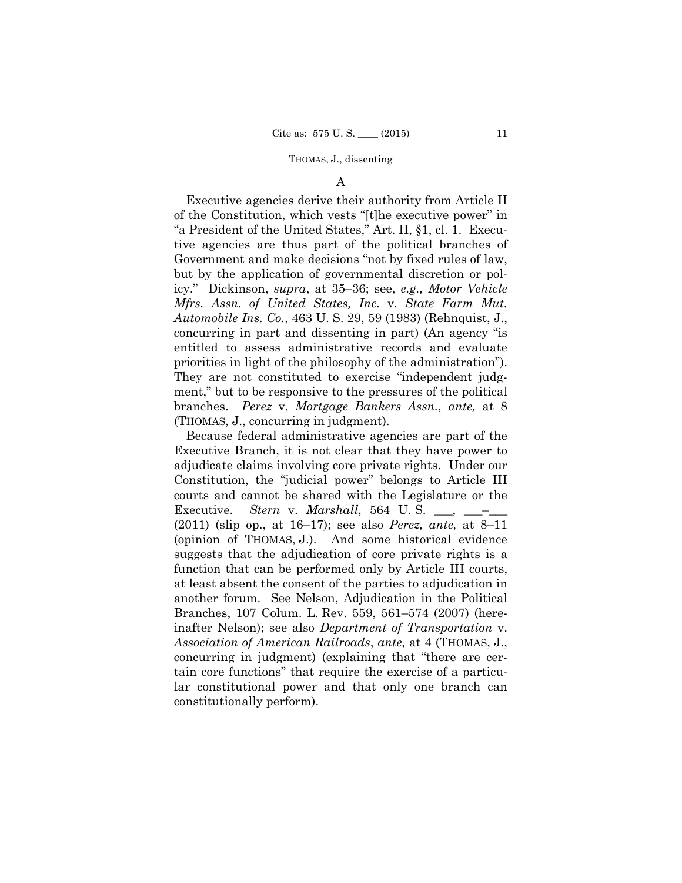A

Executive agencies derive their authority from Article II of the Constitution, which vests "[t]he executive power" in "a President of the United States," Art. II, §1, cl. 1. Executive agencies are thus part of the political branches of Government and make decisions "not by fixed rules of law, but by the application of governmental discretion or policy." Dickinson, *supra*, at 35–36; see, *e.g., Motor Vehicle Mfrs. Assn. of United States, Inc.* v. *State Farm Mut. Automobile Ins. Co.*, 463 U. S. 29, 59 (1983) (Rehnquist, J., concurring in part and dissenting in part) (An agency "is entitled to assess administrative records and evaluate priorities in light of the philosophy of the administration"). They are not constituted to exercise "independent judgment," but to be responsive to the pressures of the political branches. *Perez* v. *Mortgage Bankers Assn.*, *ante,* at 8 (THOMAS, J., concurring in judgment).

Because federal administrative agencies are part of the Executive Branch, it is not clear that they have power to adjudicate claims involving core private rights. Under our Constitution, the "judicial power" belongs to Article III courts and cannot be shared with the Legislature or the Executive. *Stern* v. *Marshall*, 564 U. S. \_\_\_, \_\_\_–\_\_\_ (2011) (slip op., at 16–17); see also *Perez, ante,* at 8–11 (opinion of THOMAS, J.). And some historical evidence suggests that the adjudication of core private rights is a function that can be performed only by Article III courts, at least absent the consent of the parties to adjudication in another forum. See Nelson, Adjudication in the Political Branches, 107 Colum. L. Rev. 559, 561–574 (2007) (hereinafter Nelson); see also *Department of Transportation* v. *Association of American Railroads*, *ante,* at 4 (THOMAS, J., concurring in judgment) (explaining that "there are certain core functions" that require the exercise of a particular constitutional power and that only one branch can constitutionally perform).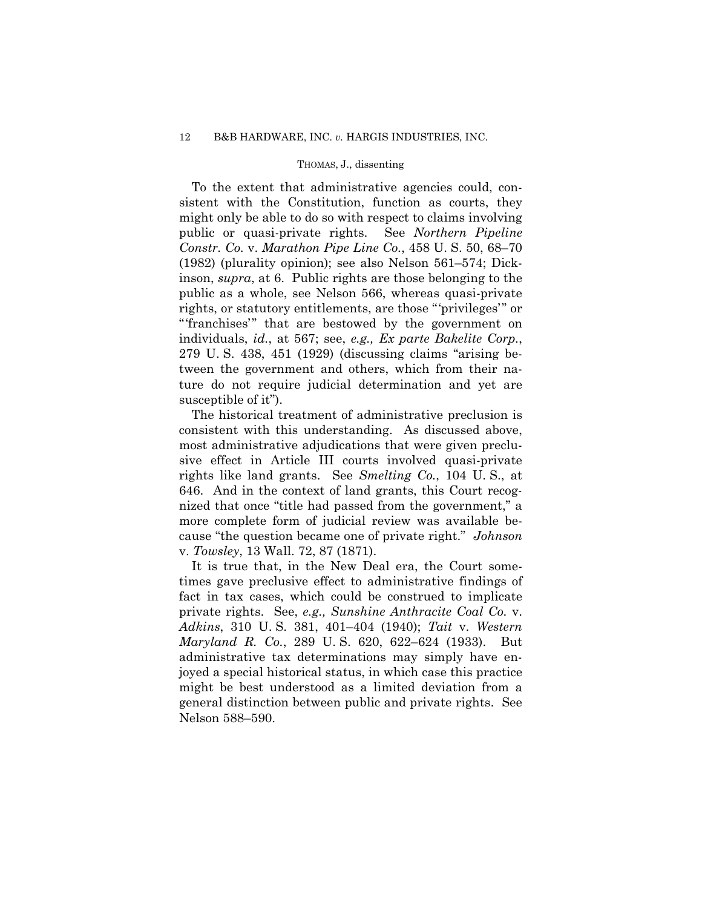To the extent that administrative agencies could, consistent with the Constitution, function as courts, they might only be able to do so with respect to claims involving public or quasi-private rights. See *Northern Pipeline Constr. Co.* v. *Marathon Pipe Line Co.*, 458 U. S. 50, 68–70 (1982) (plurality opinion); see also Nelson 561–574; Dickinson, *supra*, at 6. Public rights are those belonging to the public as a whole, see Nelson 566, whereas quasi-private rights, or statutory entitlements, are those "'privileges'" or "'franchises'" that are bestowed by the government on individuals, *id.*, at 567; see, *e.g., Ex parte Bakelite Corp.*, 279 U. S. 438, 451 (1929) (discussing claims "arising between the government and others, which from their nature do not require judicial determination and yet are susceptible of it").

The historical treatment of administrative preclusion is consistent with this understanding. As discussed above, most administrative adjudications that were given preclusive effect in Article III courts involved quasi-private rights like land grants. See *Smelting Co.*, 104 U. S., at 646. And in the context of land grants, this Court recognized that once "title had passed from the government," a more complete form of judicial review was available because "the question became one of private right." *Johnson* v. *Towsley*, 13 Wall. 72, 87 (1871).

It is true that, in the New Deal era, the Court sometimes gave preclusive effect to administrative findings of fact in tax cases, which could be construed to implicate private rights. See, *e.g., Sunshine Anthracite Coal Co.* v. *Adkins*, 310 U. S. 381, 401–404 (1940); *Tait* v. *Western Maryland R. Co.*, 289 U. S. 620, 622–624 (1933). But administrative tax determinations may simply have enjoyed a special historical status, in which case this practice might be best understood as a limited deviation from a general distinction between public and private rights. See Nelson 588–590.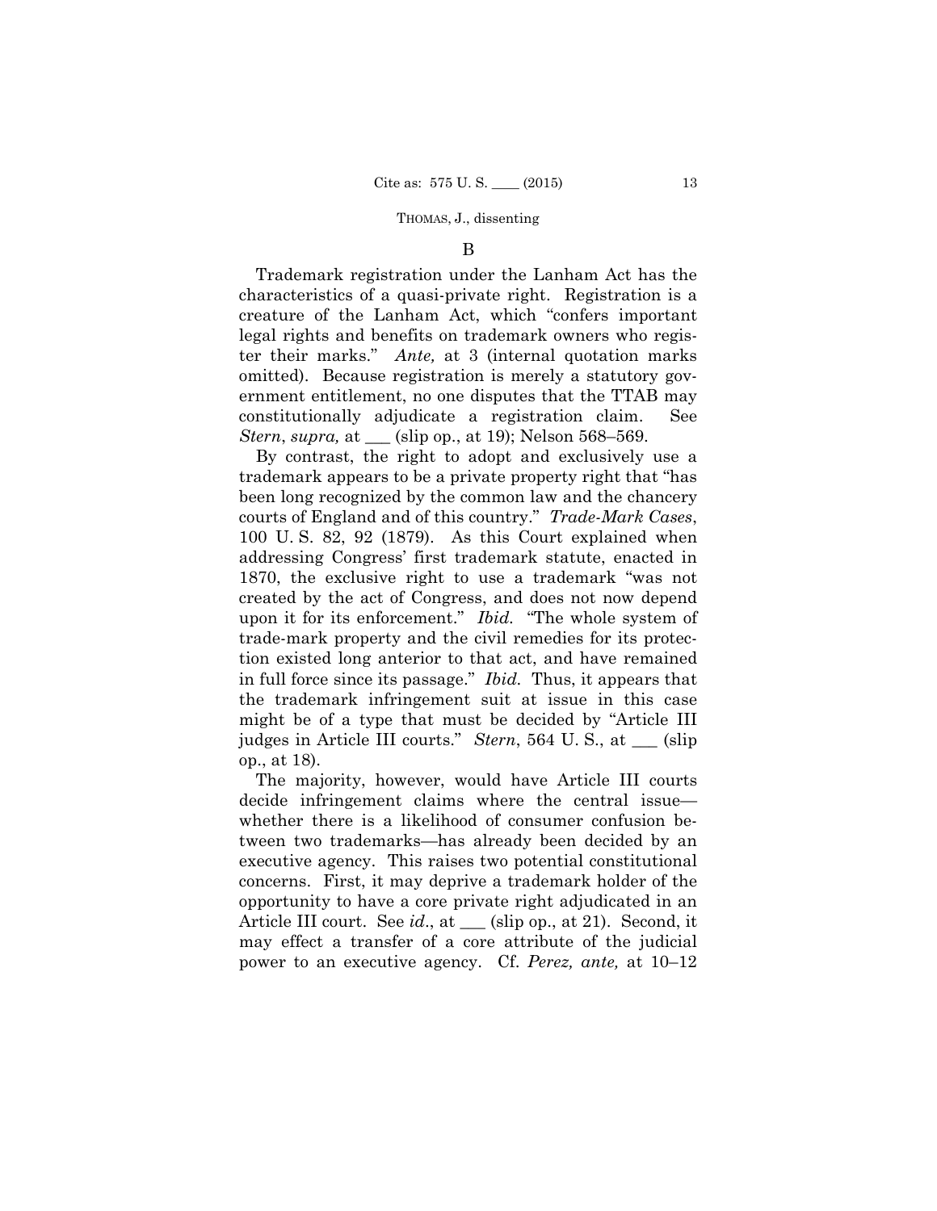B

Trademark registration under the Lanham Act has the characteristics of a quasi-private right. Registration is a creature of the Lanham Act, which "confers important legal rights and benefits on trademark owners who register their marks." *Ante,* at 3 (internal quotation marks omitted). Because registration is merely a statutory government entitlement, no one disputes that the TTAB may constitutionally adjudicate a registration claim. See *Stern*, *supra,* at ___ (slip op., at 19); Nelson 568–569.

By contrast, the right to adopt and exclusively use a trademark appears to be a private property right that "has been long recognized by the common law and the chancery courts of England and of this country." *Trade-Mark Cases*, 100 U. S. 82, 92 (1879). As this Court explained when addressing Congress' first trademark statute, enacted in 1870, the exclusive right to use a trademark "was not created by the act of Congress, and does not now depend upon it for its enforcement." *Ibid.* "The whole system of trade-mark property and the civil remedies for its protection existed long anterior to that act, and have remained in full force since its passage." *Ibid.* Thus, it appears that the trademark infringement suit at issue in this case might be of a type that must be decided by "Article III judges in Article III courts." *Stern*, 564 U. S., at ___ (slip op., at 18).

The majority, however, would have Article III courts decide infringement claims where the central issue—whether there is a likelihood of consumer confusion between two trademarks—has already been decided by an executive agency. This raises two potential constitutional concerns. First, it may deprive a trademark holder of the opportunity to have a core private right adjudicated in an Article III court. See *id*., at ___ (slip op., at 21). Second, it may effect a transfer of a core attribute of the judicial power to an executive agency. Cf. *Perez, ante,* at 10–12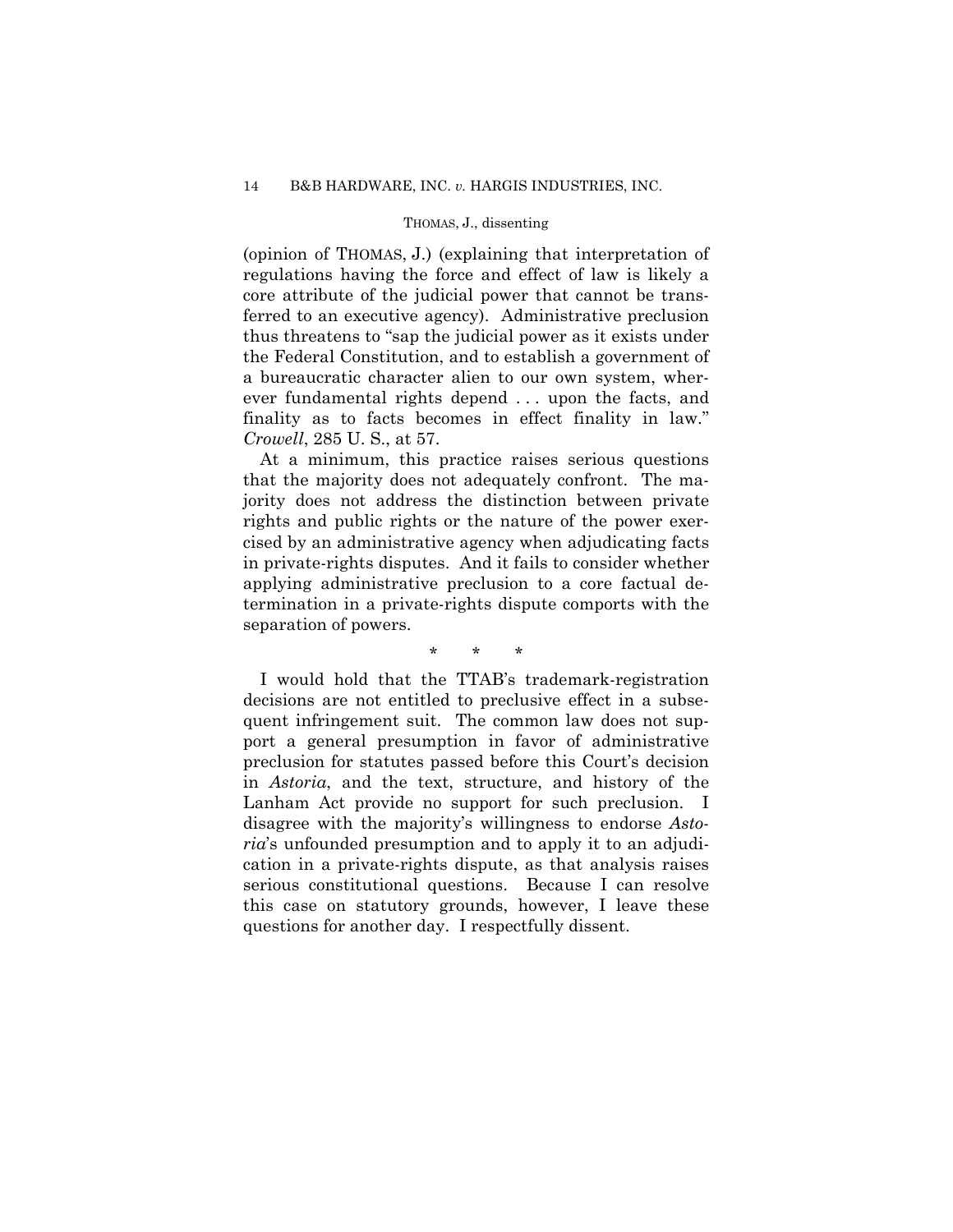(opinion of THOMAS, J.) (explaining that interpretation of regulations having the force and effect of law is likely a core attribute of the judicial power that cannot be transferred to an executive agency). Administrative preclusion thus threatens to "sap the judicial power as it exists under the Federal Constitution, and to establish a government of a bureaucratic character alien to our own system, wherever fundamental rights depend . . . upon the facts, and finality as to facts becomes in effect finality in law." *Crowell*, 285 U. S., at 57.

At a minimum, this practice raises serious questions that the majority does not adequately confront. The majority does not address the distinction between private rights and public rights or the nature of the power exercised by an administrative agency when adjudicating facts in private-rights disputes. And it fails to consider whether applying administrative preclusion to a core factual determination in a private-rights dispute comports with the separation of powers.

\* \* \*

I would hold that the TTAB's trademark-registration decisions are not entitled to preclusive effect in a subsequent infringement suit. The common law does not support a general presumption in favor of administrative preclusion for statutes passed before this Court's decision in *Astoria*, and the text, structure, and history of the Lanham Act provide no support for such preclusion. I disagree with the majority's willingness to endorse *Astoria*'s unfounded presumption and to apply it to an adjudication in a private-rights dispute, as that analysis raises serious constitutional questions. Because I can resolve this case on statutory grounds, however, I leave these questions for another day. I respectfully dissent.